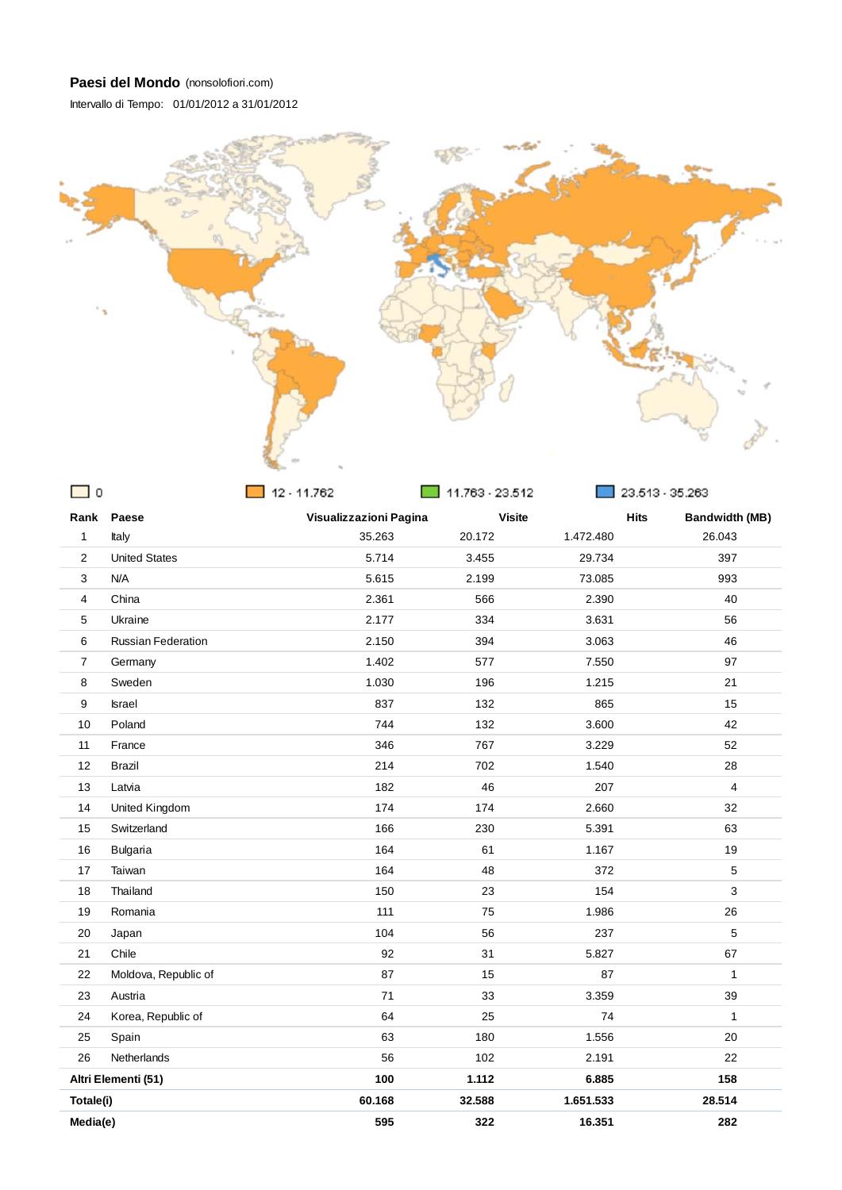**Paesi del Mondo** (nonsolofiori.com)

Intervallo di Tempo: 01/01/2012 a 31/01/2012

0 | 12 - 11.762 | 11.763 - 23.512 | 23.513 - 35.263

| Rank | Paese | Visualizzazioni Pagina | Visite | Hits | Bandwidth (MB) |
|---|---|---|---|---|---|
| 1 | Italy | 35.263 | 20.172 | 1.472.480 | 26.043 |
| 2 | United States | 5.714 | 3.455 | 29.734 | 397 |
| 3 | N/A | 5.615 | 2.199 | 73.085 | 993 |
| 4 | China | 2.361 | 566 | 2.390 | 40 |
| 5 | Ukraine | 2.177 | 334 | 3.631 | 56 |
| 6 | Russian Federation | 2.150 | 394 | 3.063 | 46 |
| 7 | Germany | 1.402 | 577 | 7.550 | 97 |
| 8 | Sweden | 1.030 | 196 | 1.215 | 21 |
| 9 | Israel | 837 | 132 | 865 | 15 |
| 10 | Poland | 744 | 132 | 3.600 | 42 |
| 11 | France | 346 | 767 | 3.229 | 52 |
| 12 | Brazil | 214 | 702 | 1.540 | 28 |
| 13 | Latvia | 182 | 46 | 207 | 4 |
| 14 | United Kingdom | 174 | 174 | 2.660 | 32 |
| 15 | Switzerland | 166 | 230 | 5.391 | 63 |
| 16 | Bulgaria | 164 | 61 | 1.167 | 19 |
| 17 | Taiwan | 164 | 48 | 372 | 5 |
| 18 | Thailand | 150 | 23 | 154 | 3 |
| 19 | Romania | 111 | 75 | 1.986 | 26 |
| 20 | Japan | 104 | 56 | 237 | 5 |
| 21 | Chile | 92 | 31 | 5.827 | 67 |
| 22 | Moldova, Republic of | 87 | 15 | 87 | 1 |
| 23 | Austria | 71 | 33 | 3.359 | 39 |
| 24 | Korea, Republic of | 64 | 25 | 74 | 1 |
| 25 | Spain | 63 | 180 | 1.556 | 20 |
| 26 | Netherlands | 56 | 102 | 2.191 | 22 |
| **Altri Elementi (51)** | | **100** | **1.112** | **6.885** | **158** |
| **Totale(i)** | | **60.168** | **32.588** | **1.651.533** | **28.514** |
| **Media(e)** | | **595** | **322** | **16.351** | **282** |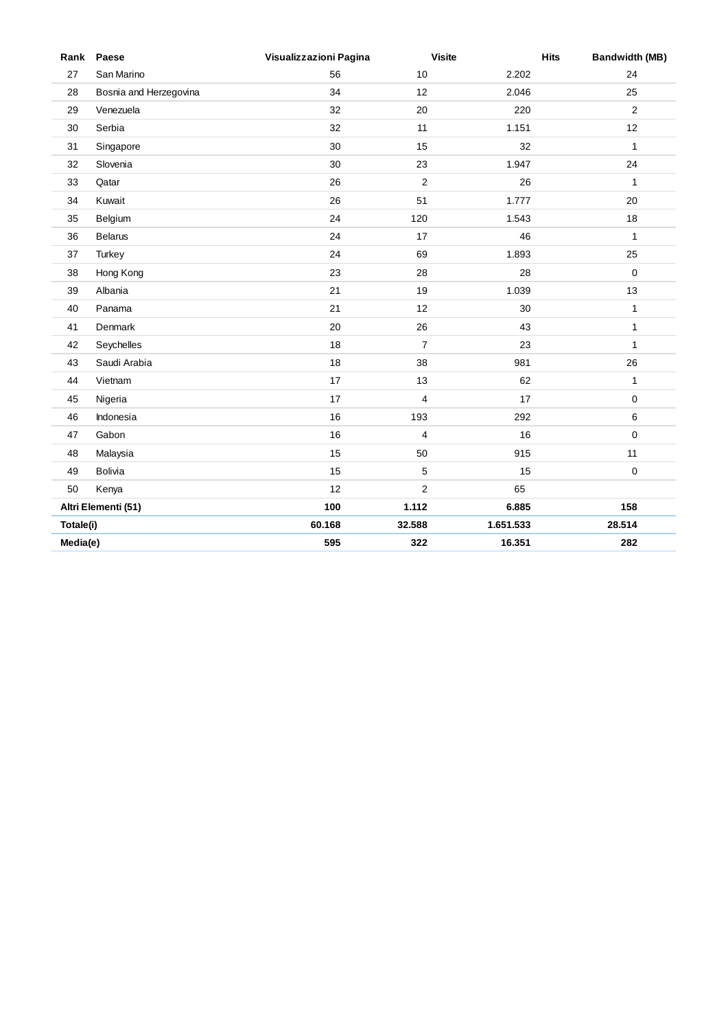| Rank | Paese | Visualizzazioni Pagina | Visite | Hits | Bandwidth (MB) |
|---|---|---|---|---|---|
| 27 | San Marino | 56 | 10 | 2.202 | 24 |
| 28 | Bosnia and Herzegovina | 34 | 12 | 2.046 | 25 |
| 29 | Venezuela | 32 | 20 | 220 | 2 |
| 30 | Serbia | 32 | 11 | 1.151 | 12 |
| 31 | Singapore | 30 | 15 | 32 | 1 |
| 32 | Slovenia | 30 | 23 | 1.947 | 24 |
| 33 | Qatar | 26 | 2 | 26 | 1 |
| 34 | Kuwait | 26 | 51 | 1.777 | 20 |
| 35 | Belgium | 24 | 120 | 1.543 | 18 |
| 36 | Belarus | 24 | 17 | 46 | 1 |
| 37 | Turkey | 24 | 69 | 1.893 | 25 |
| 38 | Hong Kong | 23 | 28 | 28 | 0 |
| 39 | Albania | 21 | 19 | 1.039 | 13 |
| 40 | Panama | 21 | 12 | 30 | 1 |
| 41 | Denmark | 20 | 26 | 43 | 1 |
| 42 | Seychelles | 18 | 7 | 23 | 1 |
| 43 | Saudi Arabia | 18 | 38 | 981 | 26 |
| 44 | Vietnam | 17 | 13 | 62 | 1 |
| 45 | Nigeria | 17 | 4 | 17 | 0 |
| 46 | Indonesia | 16 | 193 | 292 | 6 |
| 47 | Gabon | 16 | 4 | 16 | 0 |
| 48 | Malaysia | 15 | 50 | 915 | 11 |
| 49 | Bolivia | 15 | 5 | 15 | 0 |
| 50 | Kenya | 12 | 2 | 65 | |
| **Altri Elementi (51)** | | **100** | **1.112** | **6.885** | **158** |
| **Totale(i)** | | **60.168** | **32.588** | **1.651.533** | **28.514** |
| **Media(e)** | | **595** | **322** | **16.351** | **282** |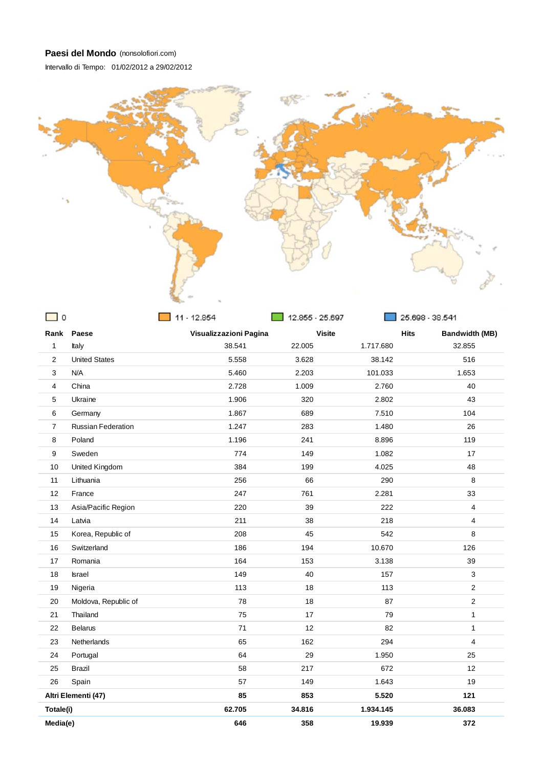**Paesi del Mondo** (nonsolofiori.com)

Intervallo di Tempo: 01/02/2012 a 29/02/2012

0 | 11 - 12.854 | 12.855 - 25.697 | 25.698 - 38.541

| Rank | Paese | Visualizzazioni Pagina | Visite | Hits | Bandwidth (MB) |
|---|---|---|---|---|---|
| 1 | Italy | 38.541 | 22.005 | 1.717.680 | 32.855 |
| 2 | United States | 5.558 | 3.628 | 38.142 | 516 |
| 3 | N/A | 5.460 | 2.203 | 101.033 | 1.653 |
| 4 | China | 2.728 | 1.009 | 2.760 | 40 |
| 5 | Ukraine | 1.906 | 320 | 2.802 | 43 |
| 6 | Germany | 1.867 | 689 | 7.510 | 104 |
| 7 | Russian Federation | 1.247 | 283 | 1.480 | 26 |
| 8 | Poland | 1.196 | 241 | 8.896 | 119 |
| 9 | Sweden | 774 | 149 | 1.082 | 17 |
| 10 | United Kingdom | 384 | 199 | 4.025 | 48 |
| 11 | Lithuania | 256 | 66 | 290 | 8 |
| 12 | France | 247 | 761 | 2.281 | 33 |
| 13 | Asia/Pacific Region | 220 | 39 | 222 | 4 |
| 14 | Latvia | 211 | 38 | 218 | 4 |
| 15 | Korea, Republic of | 208 | 45 | 542 | 8 |
| 16 | Switzerland | 186 | 194 | 10.670 | 126 |
| 17 | Romania | 164 | 153 | 3.138 | 39 |
| 18 | Israel | 149 | 40 | 157 | 3 |
| 19 | Nigeria | 113 | 18 | 113 | 2 |
| 20 | Moldova, Republic of | 78 | 18 | 87 | 2 |
| 21 | Thailand | 75 | 17 | 79 | 1 |
| 22 | Belarus | 71 | 12 | 82 | 1 |
| 23 | Netherlands | 65 | 162 | 294 | 4 |
| 24 | Portugal | 64 | 29 | 1.950 | 25 |
| 25 | Brazil | 58 | 217 | 672 | 12 |
| 26 | Spain | 57 | 149 | 1.643 | 19 |
| **Altri Elementi (47)** | | **85** | **853** | **5.520** | **121** |
| **Totale(i)** | | **62.705** | **34.816** | **1.934.145** | **36.083** |
| **Media(e)** | | **646** | **358** | **19.939** | **372** |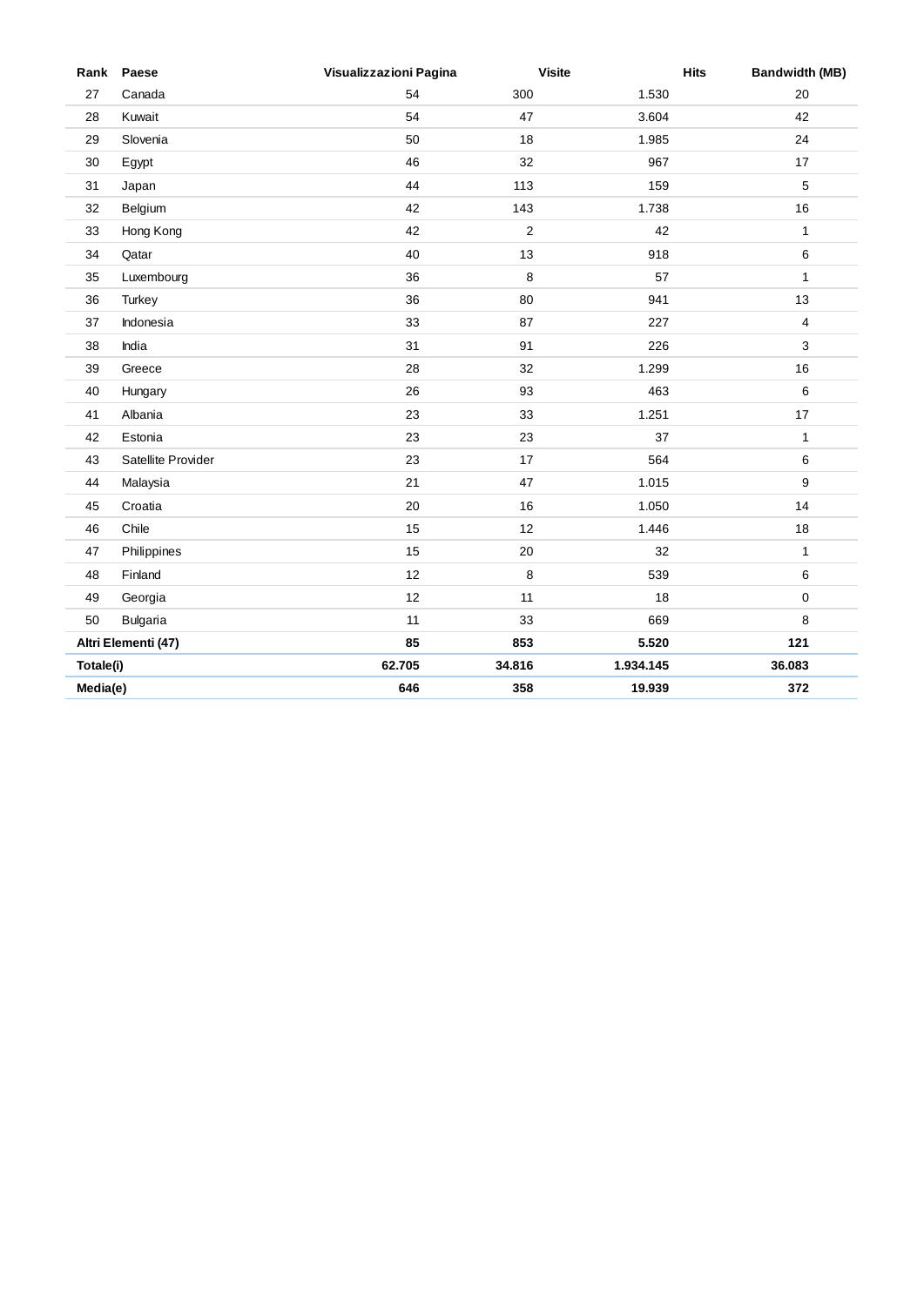| Rank | Paese | Visualizzazioni Pagina | Visite | Hits | Bandwidth (MB) |
|---|---|---|---|---|---|
| 27 | Canada | 54 | 300 | 1.530 | 20 |
| 28 | Kuwait | 54 | 47 | 3.604 | 42 |
| 29 | Slovenia | 50 | 18 | 1.985 | 24 |
| 30 | Egypt | 46 | 32 | 967 | 17 |
| 31 | Japan | 44 | 113 | 159 | 5 |
| 32 | Belgium | 42 | 143 | 1.738 | 16 |
| 33 | Hong Kong | 42 | 2 | 42 | 1 |
| 34 | Qatar | 40 | 13 | 918 | 6 |
| 35 | Luxembourg | 36 | 8 | 57 | 1 |
| 36 | Turkey | 36 | 80 | 941 | 13 |
| 37 | Indonesia | 33 | 87 | 227 | 4 |
| 38 | India | 31 | 91 | 226 | 3 |
| 39 | Greece | 28 | 32 | 1.299 | 16 |
| 40 | Hungary | 26 | 93 | 463 | 6 |
| 41 | Albania | 23 | 33 | 1.251 | 17 |
| 42 | Estonia | 23 | 23 | 37 | 1 |
| 43 | Satellite Provider | 23 | 17 | 564 | 6 |
| 44 | Malaysia | 21 | 47 | 1.015 | 9 |
| 45 | Croatia | 20 | 16 | 1.050 | 14 |
| 46 | Chile | 15 | 12 | 1.446 | 18 |
| 47 | Philippines | 15 | 20 | 32 | 1 |
| 48 | Finland | 12 | 8 | 539 | 6 |
| 49 | Georgia | 12 | 11 | 18 | 0 |
| 50 | Bulgaria | 11 | 33 | 669 | 8 |
| **Altri Elementi (47)** | | **85** | **853** | **5.520** | **121** |
| **Totale(i)** | | **62.705** | **34.816** | **1.934.145** | **36.083** |
| **Media(e)** | | **646** | **358** | **19.939** | **372** |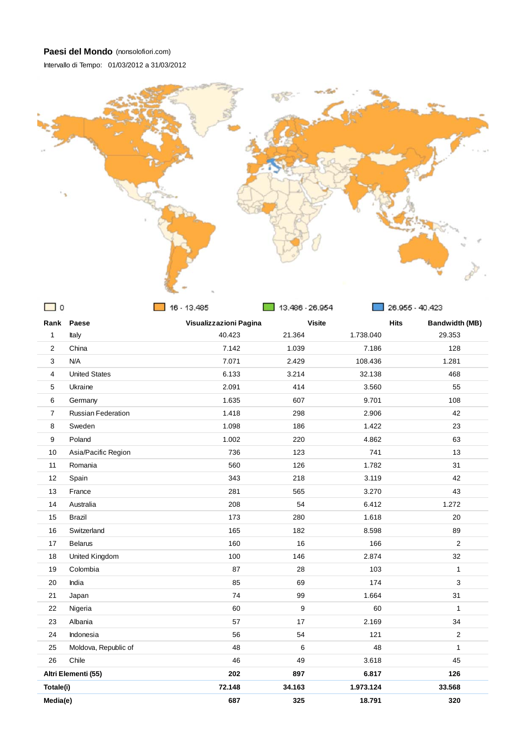**Paesi del Mondo** (nonsolofiori.com)

Intervallo di Tempo: 01/03/2012 a 31/03/2012

0 | 16 - 13.485 | 13.486 - 26.954 | 26.955 - 40.423

| Rank | Paese | Visualizzazioni Pagina | Visite | Hits | Bandwidth (MB) |
|---|---|---|---|---|---|
| 1 | Italy | 40.423 | 21.364 | 1.738.040 | 29.353 |
| 2 | China | 7.142 | 1.039 | 7.186 | 128 |
| 3 | N/A | 7.071 | 2.429 | 108.436 | 1.281 |
| 4 | United States | 6.133 | 3.214 | 32.138 | 468 |
| 5 | Ukraine | 2.091 | 414 | 3.560 | 55 |
| 6 | Germany | 1.635 | 607 | 9.701 | 108 |
| 7 | Russian Federation | 1.418 | 298 | 2.906 | 42 |
| 8 | Sweden | 1.098 | 186 | 1.422 | 23 |
| 9 | Poland | 1.002 | 220 | 4.862 | 63 |
| 10 | Asia/Pacific Region | 736 | 123 | 741 | 13 |
| 11 | Romania | 560 | 126 | 1.782 | 31 |
| 12 | Spain | 343 | 218 | 3.119 | 42 |
| 13 | France | 281 | 565 | 3.270 | 43 |
| 14 | Australia | 208 | 54 | 6.412 | 1.272 |
| 15 | Brazil | 173 | 280 | 1.618 | 20 |
| 16 | Switzerland | 165 | 182 | 8.598 | 89 |
| 17 | Belarus | 160 | 16 | 166 | 2 |
| 18 | United Kingdom | 100 | 146 | 2.874 | 32 |
| 19 | Colombia | 87 | 28 | 103 | 1 |
| 20 | India | 85 | 69 | 174 | 3 |
| 21 | Japan | 74 | 99 | 1.664 | 31 |
| 22 | Nigeria | 60 | 9 | 60 | 1 |
| 23 | Albania | 57 | 17 | 2.169 | 34 |
| 24 | Indonesia | 56 | 54 | 121 | 2 |
| 25 | Moldova, Republic of | 48 | 6 | 48 | 1 |
| 26 | Chile | 46 | 49 | 3.618 | 45 |
| **Altri Elementi (55)** | | **202** | **897** | **6.817** | **126** |
| **Totale(i)** | | **72.148** | **34.163** | **1.973.124** | **33.568** |
| **Media(e)** | | **687** | **325** | **18.791** | **320** |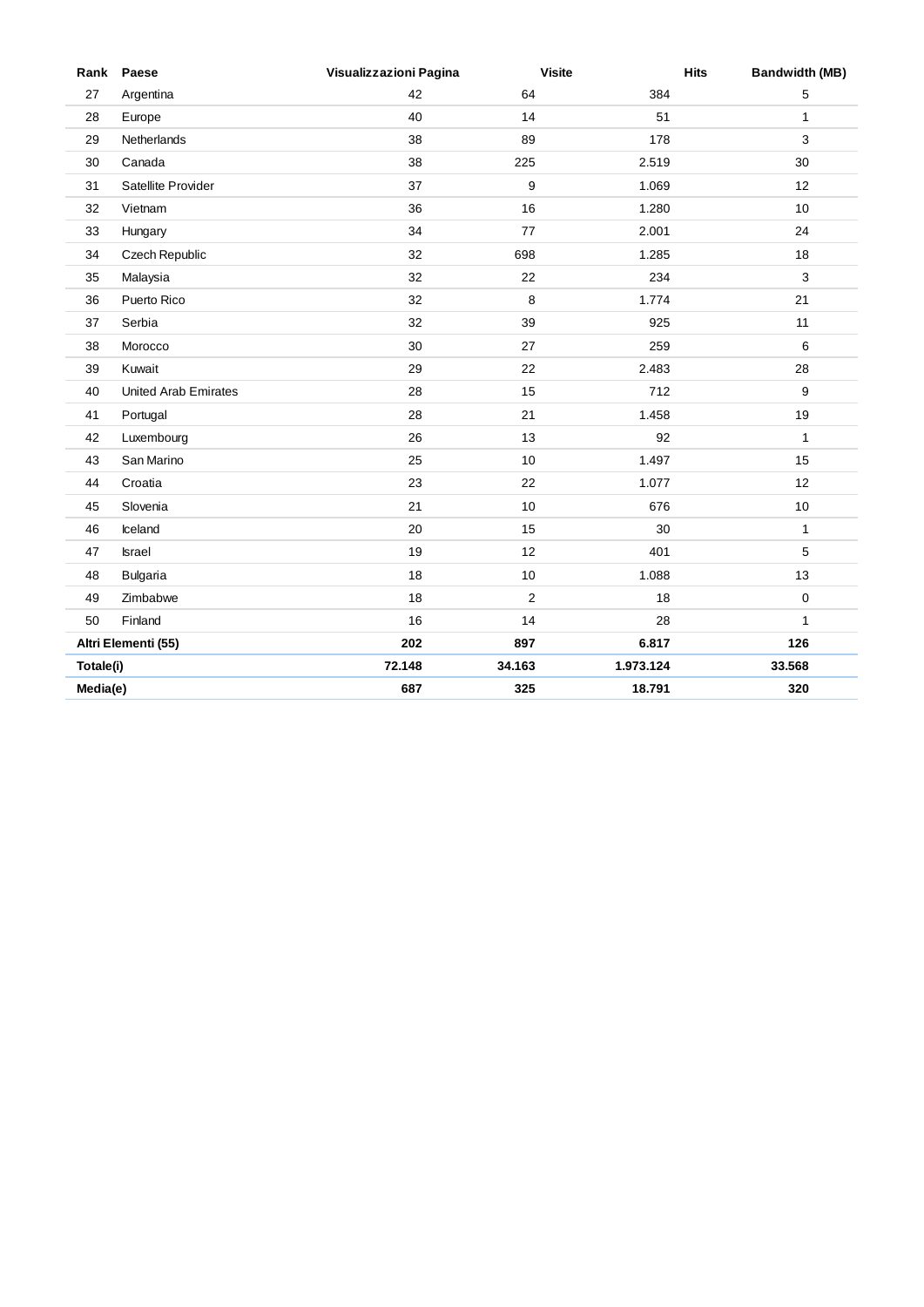| Rank | Paese | Visualizzazioni Pagina | Visite | Hits | Bandwidth (MB) |
|---|---|---|---|---|---|
| 27 | Argentina | 42 | 64 | 384 | 5 |
| 28 | Europe | 40 | 14 | 51 | 1 |
| 29 | Netherlands | 38 | 89 | 178 | 3 |
| 30 | Canada | 38 | 225 | 2.519 | 30 |
| 31 | Satellite Provider | 37 | 9 | 1.069 | 12 |
| 32 | Vietnam | 36 | 16 | 1.280 | 10 |
| 33 | Hungary | 34 | 77 | 2.001 | 24 |
| 34 | Czech Republic | 32 | 698 | 1.285 | 18 |
| 35 | Malaysia | 32 | 22 | 234 | 3 |
| 36 | Puerto Rico | 32 | 8 | 1.774 | 21 |
| 37 | Serbia | 32 | 39 | 925 | 11 |
| 38 | Morocco | 30 | 27 | 259 | 6 |
| 39 | Kuwait | 29 | 22 | 2.483 | 28 |
| 40 | United Arab Emirates | 28 | 15 | 712 | 9 |
| 41 | Portugal | 28 | 21 | 1.458 | 19 |
| 42 | Luxembourg | 26 | 13 | 92 | 1 |
| 43 | San Marino | 25 | 10 | 1.497 | 15 |
| 44 | Croatia | 23 | 22 | 1.077 | 12 |
| 45 | Slovenia | 21 | 10 | 676 | 10 |
| 46 | Iceland | 20 | 15 | 30 | 1 |
| 47 | Israel | 19 | 12 | 401 | 5 |
| 48 | Bulgaria | 18 | 10 | 1.088 | 13 |
| 49 | Zimbabwe | 18 | 2 | 18 | 0 |
| 50 | Finland | 16 | 14 | 28 | 1 |
| **Altri Elementi (55)** | | **202** | **897** | **6.817** | **126** |
| **Totale(i)** | | **72.148** | **34.163** | **1.973.124** | **33.568** |
| **Media(e)** | | **687** | **325** | **18.791** | **320** |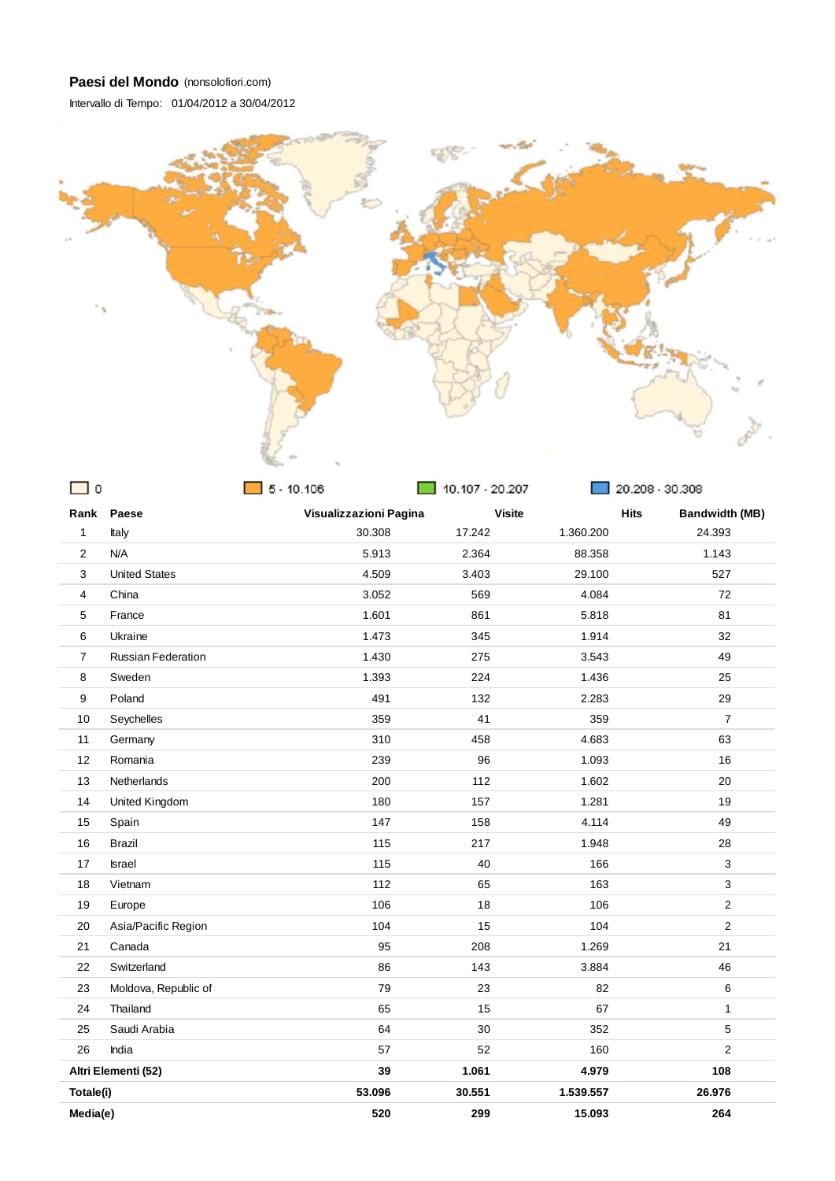**Paesi del Mondo** (nonsolofiori.com)

Intervallo di Tempo: 01/04/2012 a 30/04/2012

0 | 5 - 10.106 | 10.107 - 20.207 | 20.208 - 30.308

| Rank | Paese | Visualizzazioni Pagina | Visite | Hits | Bandwidth (MB) |
|---|---|---|---|---|---|
| 1 | Italy | 30.308 | 17.242 | 1.360.200 | 24.393 |
| 2 | N/A | 5.913 | 2.364 | 88.358 | 1.143 |
| 3 | United States | 4.509 | 3.403 | 29.100 | 527 |
| 4 | China | 3.052 | 569 | 4.084 | 72 |
| 5 | France | 1.601 | 861 | 5.818 | 81 |
| 6 | Ukraine | 1.473 | 345 | 1.914 | 32 |
| 7 | Russian Federation | 1.430 | 275 | 3.543 | 49 |
| 8 | Sweden | 1.393 | 224 | 1.436 | 25 |
| 9 | Poland | 491 | 132 | 2.283 | 29 |
| 10 | Seychelles | 359 | 41 | 359 | 7 |
| 11 | Germany | 310 | 458 | 4.683 | 63 |
| 12 | Romania | 239 | 96 | 1.093 | 16 |
| 13 | Netherlands | 200 | 112 | 1.602 | 20 |
| 14 | United Kingdom | 180 | 157 | 1.281 | 19 |
| 15 | Spain | 147 | 158 | 4.114 | 49 |
| 16 | Brazil | 115 | 217 | 1.948 | 28 |
| 17 | Israel | 115 | 40 | 166 | 3 |
| 18 | Vietnam | 112 | 65 | 163 | 3 |
| 19 | Europe | 106 | 18 | 106 | 2 |
| 20 | Asia/Pacific Region | 104 | 15 | 104 | 2 |
| 21 | Canada | 95 | 208 | 1.269 | 21 |
| 22 | Switzerland | 86 | 143 | 3.884 | 46 |
| 23 | Moldova, Republic of | 79 | 23 | 82 | 6 |
| 24 | Thailand | 65 | 15 | 67 | 1 |
| 25 | Saudi Arabia | 64 | 30 | 352 | 5 |
| 26 | India | 57 | 52 | 160 | 2 |
| **Altri Elementi (52)** | | **39** | **1.061** | **4.979** | **108** |
| **Totale(i)** | | **53.096** | **30.551** | **1.539.557** | **26.976** |
| **Media(e)** | | **520** | **299** | **15.093** | **264** |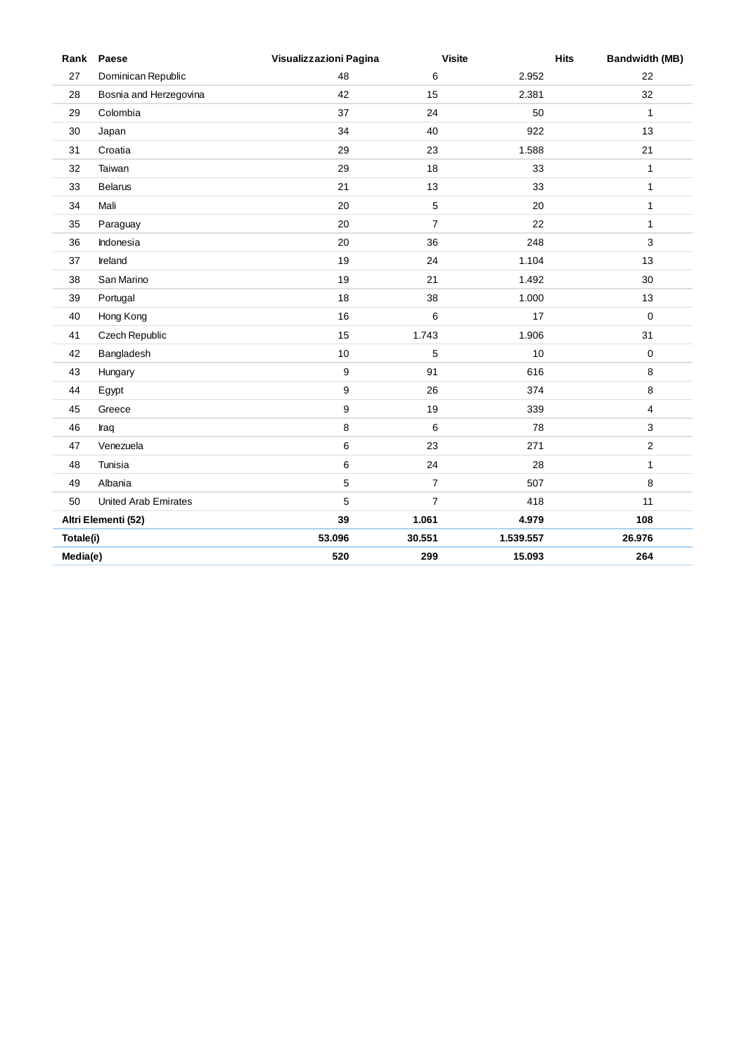| Rank | Paese | Visualizzazioni Pagina | Visite | Hits | Bandwidth (MB) |
|---|---|---|---|---|---|
| 27 | Dominican Republic | 48 | 6 | 2.952 | 22 |
| 28 | Bosnia and Herzegovina | 42 | 15 | 2.381 | 32 |
| 29 | Colombia | 37 | 24 | 50 | 1 |
| 30 | Japan | 34 | 40 | 922 | 13 |
| 31 | Croatia | 29 | 23 | 1.588 | 21 |
| 32 | Taiwan | 29 | 18 | 33 | 1 |
| 33 | Belarus | 21 | 13 | 33 | 1 |
| 34 | Mali | 20 | 5 | 20 | 1 |
| 35 | Paraguay | 20 | 7 | 22 | 1 |
| 36 | Indonesia | 20 | 36 | 248 | 3 |
| 37 | Ireland | 19 | 24 | 1.104 | 13 |
| 38 | San Marino | 19 | 21 | 1.492 | 30 |
| 39 | Portugal | 18 | 38 | 1.000 | 13 |
| 40 | Hong Kong | 16 | 6 | 17 | 0 |
| 41 | Czech Republic | 15 | 1.743 | 1.906 | 31 |
| 42 | Bangladesh | 10 | 5 | 10 | 0 |
| 43 | Hungary | 9 | 91 | 616 | 8 |
| 44 | Egypt | 9 | 26 | 374 | 8 |
| 45 | Greece | 9 | 19 | 339 | 4 |
| 46 | Iraq | 8 | 6 | 78 | 3 |
| 47 | Venezuela | 6 | 23 | 271 | 2 |
| 48 | Tunisia | 6 | 24 | 28 | 1 |
| 49 | Albania | 5 | 7 | 507 | 8 |
| 50 | United Arab Emirates | 5 | 7 | 418 | 11 |
| **Altri Elementi (52)** | | **39** | **1.061** | **4.979** | **108** |
| **Totale(i)** | | **53.096** | **30.551** | **1.539.557** | **26.976** |
| **Media(e)** | | **520** | **299** | **15.093** | **264** |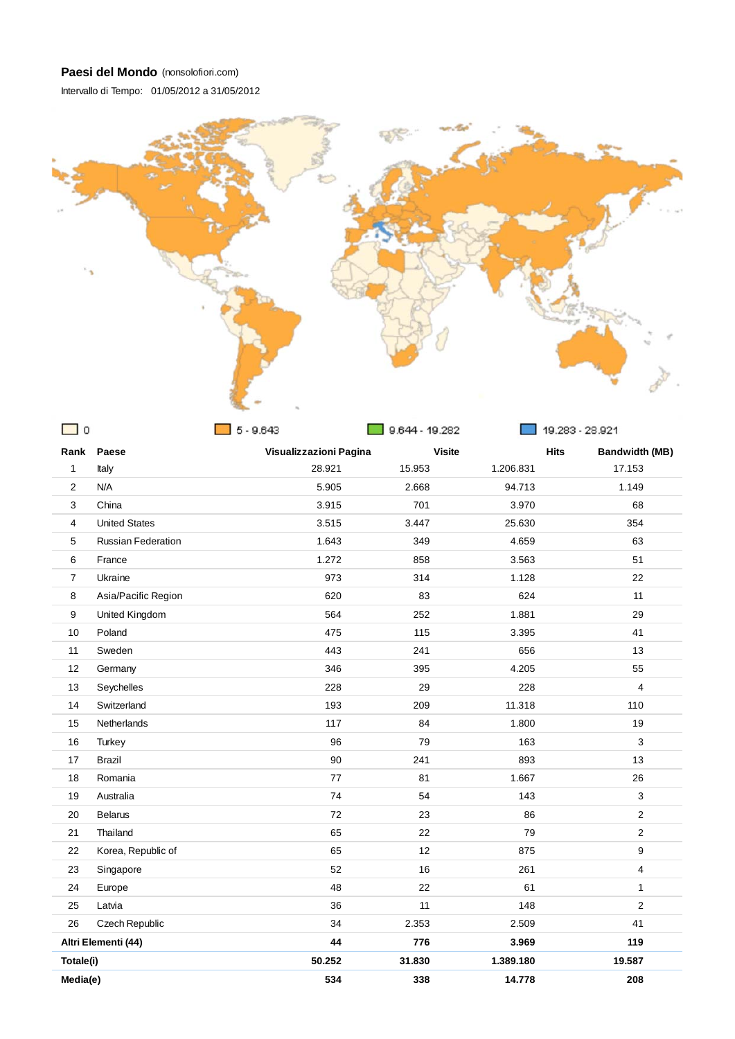**Paesi del Mondo** (nonsolofiori.com)

Intervallo di Tempo: 01/05/2012 a 31/05/2012

0 | 5 - 9.643 | 9.644 - 19.282 | 19.283 - 28.921

| Rank | Paese | Visualizzazioni Pagina | Visite | Hits | Bandwidth (MB) |
|---|---|---|---|---|---|
| 1 | Italy | 28.921 | 15.953 | 1.206.831 | 17.153 |
| 2 | N/A | 5.905 | 2.668 | 94.713 | 1.149 |
| 3 | China | 3.915 | 701 | 3.970 | 68 |
| 4 | United States | 3.515 | 3.447 | 25.630 | 354 |
| 5 | Russian Federation | 1.643 | 349 | 4.659 | 63 |
| 6 | France | 1.272 | 858 | 3.563 | 51 |
| 7 | Ukraine | 973 | 314 | 1.128 | 22 |
| 8 | Asia/Pacific Region | 620 | 83 | 624 | 11 |
| 9 | United Kingdom | 564 | 252 | 1.881 | 29 |
| 10 | Poland | 475 | 115 | 3.395 | 41 |
| 11 | Sweden | 443 | 241 | 656 | 13 |
| 12 | Germany | 346 | 395 | 4.205 | 55 |
| 13 | Seychelles | 228 | 29 | 228 | 4 |
| 14 | Switzerland | 193 | 209 | 11.318 | 110 |
| 15 | Netherlands | 117 | 84 | 1.800 | 19 |
| 16 | Turkey | 96 | 79 | 163 | 3 |
| 17 | Brazil | 90 | 241 | 893 | 13 |
| 18 | Romania | 77 | 81 | 1.667 | 26 |
| 19 | Australia | 74 | 54 | 143 | 3 |
| 20 | Belarus | 72 | 23 | 86 | 2 |
| 21 | Thailand | 65 | 22 | 79 | 2 |
| 22 | Korea, Republic of | 65 | 12 | 875 | 9 |
| 23 | Singapore | 52 | 16 | 261 | 4 |
| 24 | Europe | 48 | 22 | 61 | 1 |
| 25 | Latvia | 36 | 11 | 148 | 2 |
| 26 | Czech Republic | 34 | 2.353 | 2.509 | 41 |
| **Altri Elementi (44)** | | **44** | **776** | **3.969** | **119** |
| **Totale(i)** | | **50.252** | **31.830** | **1.389.180** | **19.587** |
| **Media(e)** | | **534** | **338** | **14.778** | **208** |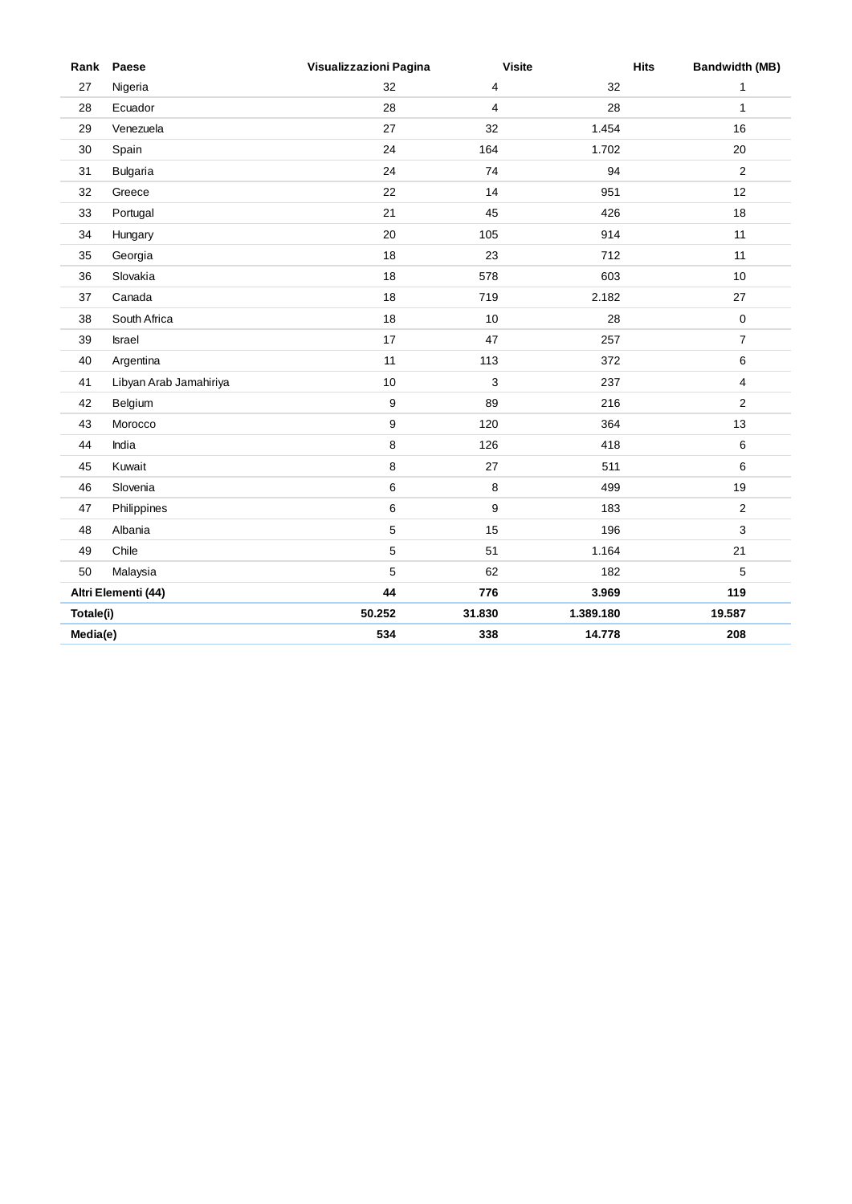| Rank | Paese | Visualizzazioni Pagina | Visite | Hits | Bandwidth (MB) |
|---|---|---|---|---|---|
| 27 | Nigeria | 32 | 4 | 32 | 1 |
| 28 | Ecuador | 28 | 4 | 28 | 1 |
| 29 | Venezuela | 27 | 32 | 1.454 | 16 |
| 30 | Spain | 24 | 164 | 1.702 | 20 |
| 31 | Bulgaria | 24 | 74 | 94 | 2 |
| 32 | Greece | 22 | 14 | 951 | 12 |
| 33 | Portugal | 21 | 45 | 426 | 18 |
| 34 | Hungary | 20 | 105 | 914 | 11 |
| 35 | Georgia | 18 | 23 | 712 | 11 |
| 36 | Slovakia | 18 | 578 | 603 | 10 |
| 37 | Canada | 18 | 719 | 2.182 | 27 |
| 38 | South Africa | 18 | 10 | 28 | 0 |
| 39 | Israel | 17 | 47 | 257 | 7 |
| 40 | Argentina | 11 | 113 | 372 | 6 |
| 41 | Libyan Arab Jamahiriya | 10 | 3 | 237 | 4 |
| 42 | Belgium | 9 | 89 | 216 | 2 |
| 43 | Morocco | 9 | 120 | 364 | 13 |
| 44 | India | 8 | 126 | 418 | 6 |
| 45 | Kuwait | 8 | 27 | 511 | 6 |
| 46 | Slovenia | 6 | 8 | 499 | 19 |
| 47 | Philippines | 6 | 9 | 183 | 2 |
| 48 | Albania | 5 | 15 | 196 | 3 |
| 49 | Chile | 5 | 51 | 1.164 | 21 |
| 50 | Malaysia | 5 | 62 | 182 | 5 |
| **Altri Elementi (44)** | | **44** | **776** | **3.969** | **119** |
| **Totale(i)** | | **50.252** | **31.830** | **1.389.180** | **19.587** |
| **Media(e)** | | **534** | **338** | **14.778** | **208** |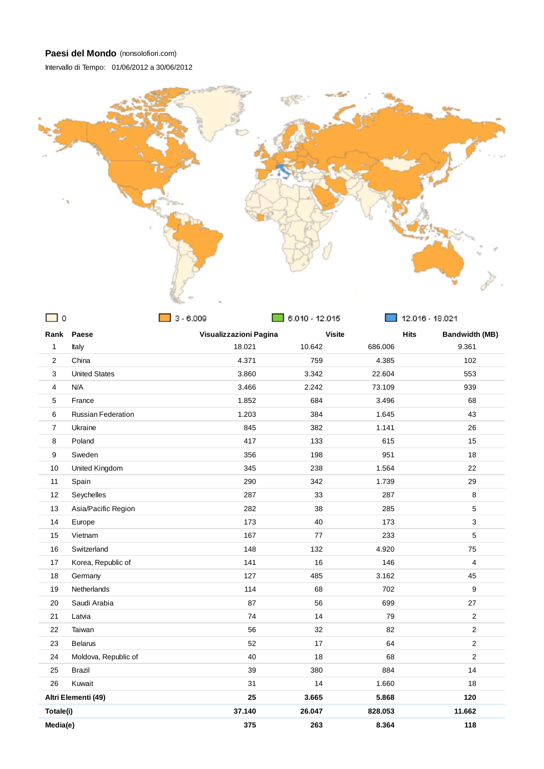**Paesi del Mondo** (nonsolofiori.com)

Intervallo di Tempo: 01/06/2012 a 30/06/2012

0 | 3 - 6.009 | 6.010 - 12.015 | 12.016 - 18.021

| Rank | Paese | Visualizzazioni Pagina | Visite | Hits | Bandwidth (MB) |
|---|---|---|---|---|---|
| 1 | Italy | 18.021 | 10.642 | 686.006 | 9.361 |
| 2 | China | 4.371 | 759 | 4.385 | 102 |
| 3 | United States | 3.860 | 3.342 | 22.604 | 553 |
| 4 | N/A | 3.466 | 2.242 | 73.109 | 939 |
| 5 | France | 1.852 | 684 | 3.496 | 68 |
| 6 | Russian Federation | 1.203 | 384 | 1.645 | 43 |
| 7 | Ukraine | 845 | 382 | 1.141 | 26 |
| 8 | Poland | 417 | 133 | 615 | 15 |
| 9 | Sweden | 356 | 198 | 951 | 18 |
| 10 | United Kingdom | 345 | 238 | 1.564 | 22 |
| 11 | Spain | 290 | 342 | 1.739 | 29 |
| 12 | Seychelles | 287 | 33 | 287 | 8 |
| 13 | Asia/Pacific Region | 282 | 38 | 285 | 5 |
| 14 | Europe | 173 | 40 | 173 | 3 |
| 15 | Vietnam | 167 | 77 | 233 | 5 |
| 16 | Switzerland | 148 | 132 | 4.920 | 75 |
| 17 | Korea, Republic of | 141 | 16 | 146 | 4 |
| 18 | Germany | 127 | 485 | 3.162 | 45 |
| 19 | Netherlands | 114 | 68 | 702 | 9 |
| 20 | Saudi Arabia | 87 | 56 | 699 | 27 |
| 21 | Latvia | 74 | 14 | 79 | 2 |
| 22 | Taiwan | 56 | 32 | 82 | 2 |
| 23 | Belarus | 52 | 17 | 64 | 2 |
| 24 | Moldova, Republic of | 40 | 18 | 68 | 2 |
| 25 | Brazil | 39 | 380 | 884 | 14 |
| 26 | Kuwait | 31 | 14 | 1.660 | 18 |
| **Altri Elementi (49)** | | **25** | **3.665** | **5.868** | **120** |
| **Totale(i)** | | **37.140** | **26.047** | **828.053** | **11.662** |
| **Media(e)** | | **375** | **263** | **8.364** | **118** |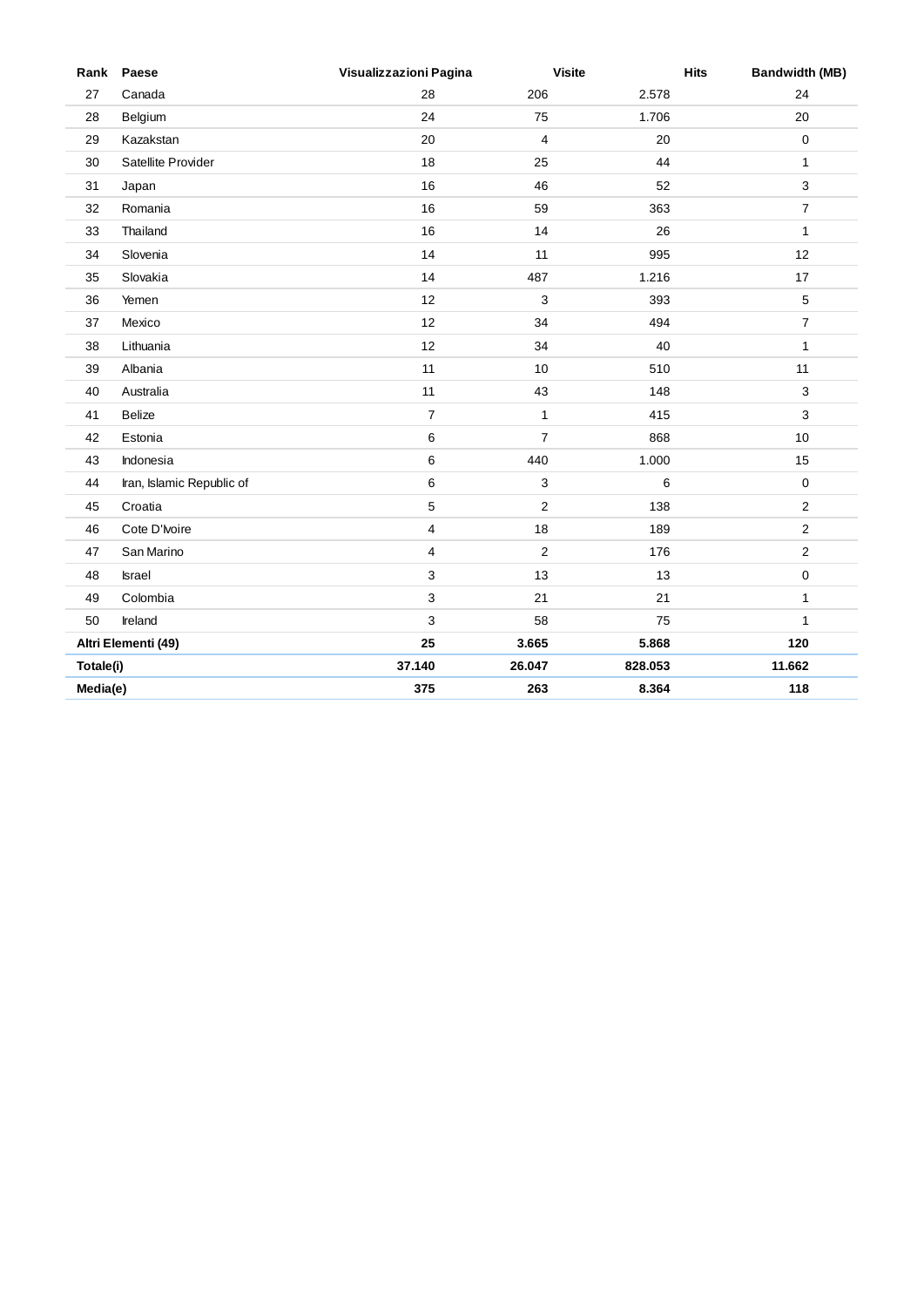| Rank | Paese | Visualizzazioni Pagina | Visite | Hits | Bandwidth (MB) |
|---|---|---|---|---|---|
| 27 | Canada | 28 | 206 | 2.578 | 24 |
| 28 | Belgium | 24 | 75 | 1.706 | 20 |
| 29 | Kazakstan | 20 | 4 | 20 | 0 |
| 30 | Satellite Provider | 18 | 25 | 44 | 1 |
| 31 | Japan | 16 | 46 | 52 | 3 |
| 32 | Romania | 16 | 59 | 363 | 7 |
| 33 | Thailand | 16 | 14 | 26 | 1 |
| 34 | Slovenia | 14 | 11 | 995 | 12 |
| 35 | Slovakia | 14 | 487 | 1.216 | 17 |
| 36 | Yemen | 12 | 3 | 393 | 5 |
| 37 | Mexico | 12 | 34 | 494 | 7 |
| 38 | Lithuania | 12 | 34 | 40 | 1 |
| 39 | Albania | 11 | 10 | 510 | 11 |
| 40 | Australia | 11 | 43 | 148 | 3 |
| 41 | Belize | 7 | 1 | 415 | 3 |
| 42 | Estonia | 6 | 7 | 868 | 10 |
| 43 | Indonesia | 6 | 440 | 1.000 | 15 |
| 44 | Iran, Islamic Republic of | 6 | 3 | 6 | 0 |
| 45 | Croatia | 5 | 2 | 138 | 2 |
| 46 | Cote D'Ivoire | 4 | 18 | 189 | 2 |
| 47 | San Marino | 4 | 2 | 176 | 2 |
| 48 | Israel | 3 | 13 | 13 | 0 |
| 49 | Colombia | 3 | 21 | 21 | 1 |
| 50 | Ireland | 3 | 58 | 75 | 1 |
| **Altri Elementi (49)** | | **25** | **3.665** | **5.868** | **120** |
| **Totale(i)** | | **37.140** | **26.047** | **828.053** | **11.662** |
| **Media(e)** | | **375** | **263** | **8.364** | **118** |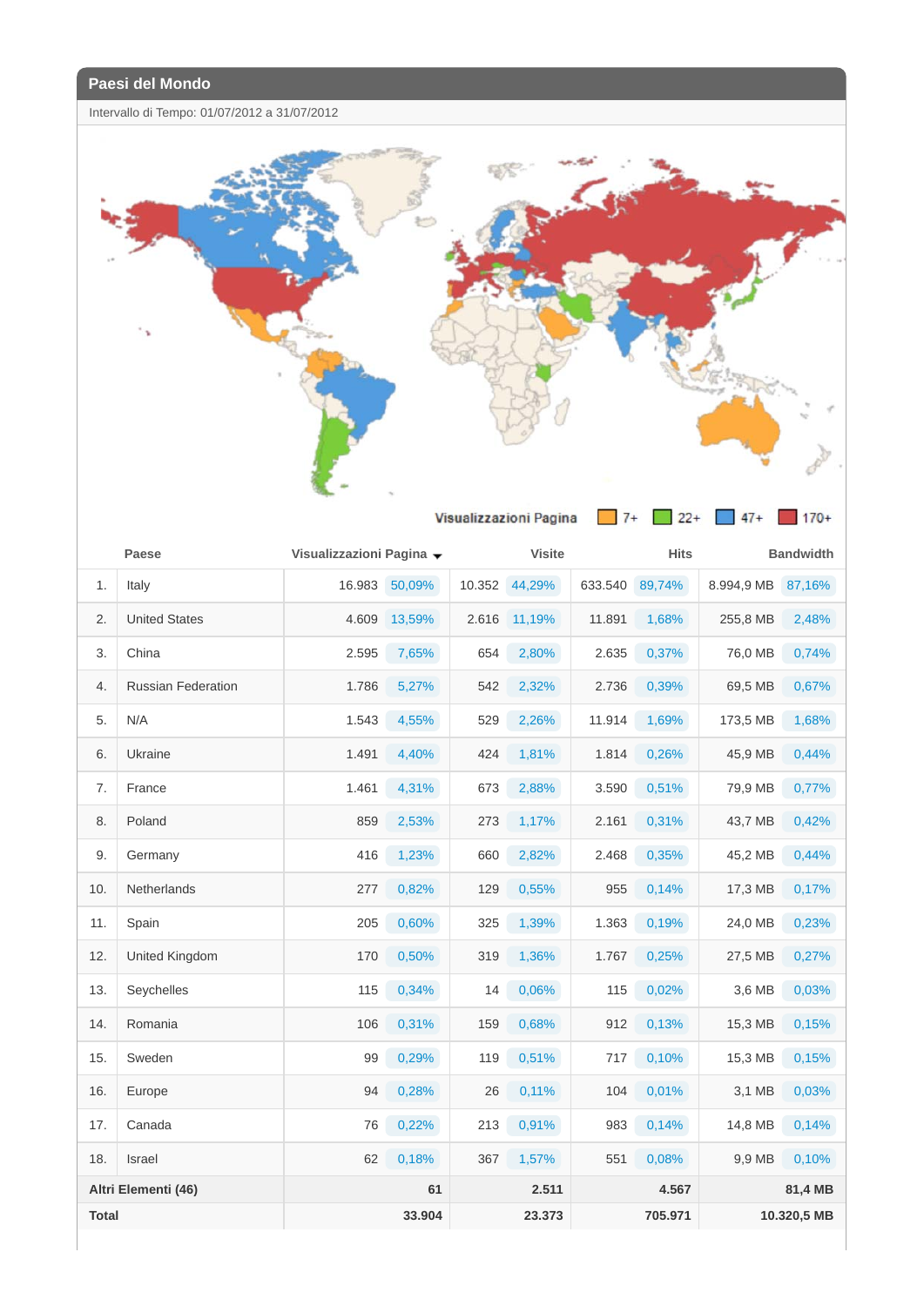## Paesi del Mondo

Intervallo di Tempo: 01/07/2012 a 31/07/2012

Visualizzazioni Pagina: 7+ | 22+ | 47+ | 170+

| | Paese | Visualizzazioni Pagina | | Visite | | Hits | | Bandwidth | |
|---|---|---|---|---|---|---|---|---|---|
| 1. | Italy | 16.983 | 50,09% | 10.352 | 44,29% | 633.540 | 89,74% | 8.994,9 MB | 87,16% |
| 2. | United States | 4.609 | 13,59% | 2.616 | 11,19% | 11.891 | 1,68% | 255,8 MB | 2,48% |
| 3. | China | 2.595 | 7,65% | 654 | 2,80% | 2.635 | 0,37% | 76,0 MB | 0,74% |
| 4. | Russian Federation | 1.786 | 5,27% | 542 | 2,32% | 2.736 | 0,39% | 69,5 MB | 0,67% |
| 5. | N/A | 1.543 | 4,55% | 529 | 2,26% | 11.914 | 1,69% | 173,5 MB | 1,68% |
| 6. | Ukraine | 1.491 | 4,40% | 424 | 1,81% | 1.814 | 0,26% | 45,9 MB | 0,44% |
| 7. | France | 1.461 | 4,31% | 673 | 2,88% | 3.590 | 0,51% | 79,9 MB | 0,77% |
| 8. | Poland | 859 | 2,53% | 273 | 1,17% | 2.161 | 0,31% | 43,7 MB | 0,42% |
| 9. | Germany | 416 | 1,23% | 660 | 2,82% | 2.468 | 0,35% | 45,2 MB | 0,44% |
| 10. | Netherlands | 277 | 0,82% | 129 | 0,55% | 955 | 0,14% | 17,3 MB | 0,17% |
| 11. | Spain | 205 | 0,60% | 325 | 1,39% | 1.363 | 0,19% | 24,0 MB | 0,23% |
| 12. | United Kingdom | 170 | 0,50% | 319 | 1,36% | 1.767 | 0,25% | 27,5 MB | 0,27% |
| 13. | Seychelles | 115 | 0,34% | 14 | 0,06% | 115 | 0,02% | 3,6 MB | 0,03% |
| 14. | Romania | 106 | 0,31% | 159 | 0,68% | 912 | 0,13% | 15,3 MB | 0,15% |
| 15. | Sweden | 99 | 0,29% | 119 | 0,51% | 717 | 0,10% | 15,3 MB | 0,15% |
| 16. | Europe | 94 | 0,28% | 26 | 0,11% | 104 | 0,01% | 3,1 MB | 0,03% |
| 17. | Canada | 76 | 0,22% | 213 | 0,91% | 983 | 0,14% | 14,8 MB | 0,14% |
| 18. | Israel | 62 | 0,18% | 367 | 1,57% | 551 | 0,08% | 9,9 MB | 0,10% |
| **Altri Elementi (46)** | | **61** | | **2.511** | | **4.567** | | **81,4 MB** | |
| **Total** | | **33.904** | | **23.373** | | **705.971** | | **10.320,5 MB** | |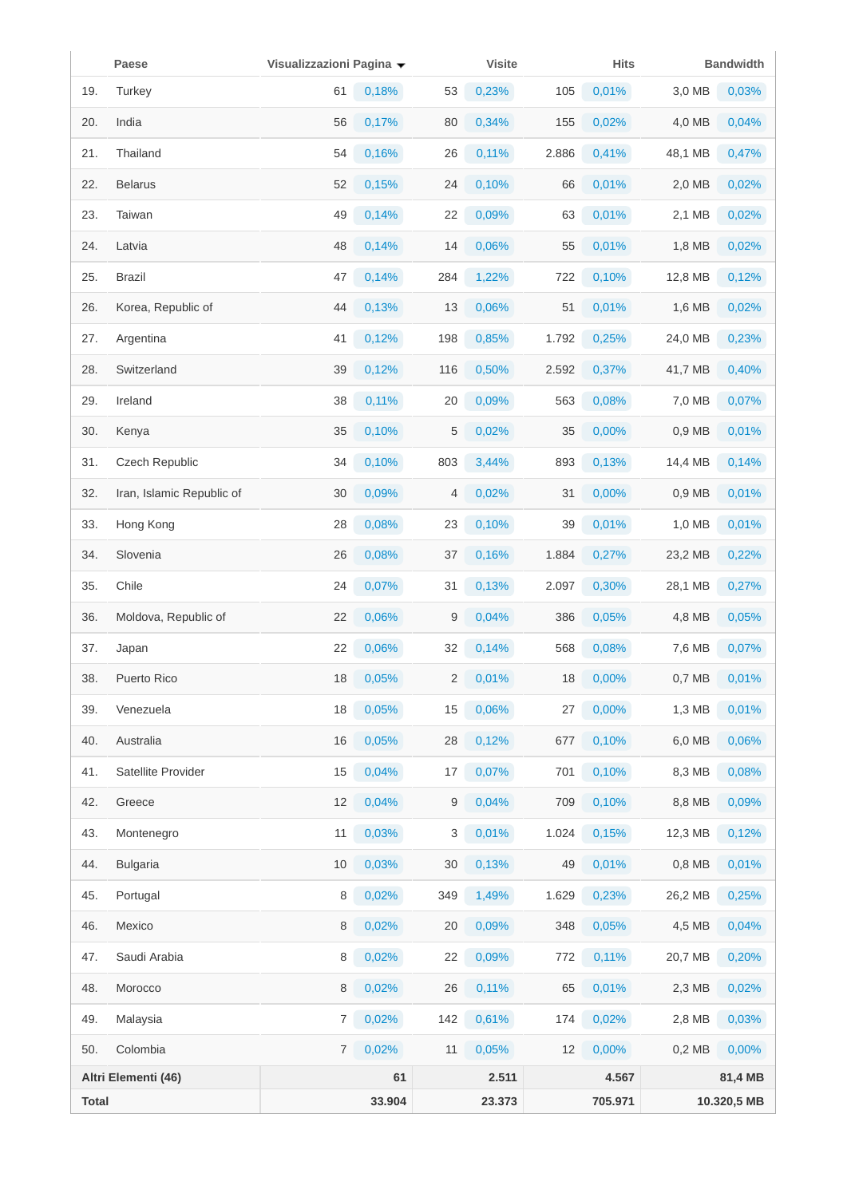| | Paese | Visualizzazioni Pagina ▼ | | Visite | | Hits | | Bandwidth | |
|---|---|---|---|---|---|---|---|---|---|
| 19. | Turkey | 61 | 0,18% | 53 | 0,23% | 105 | 0,01% | 3,0 MB | 0,03% |
| 20. | India | 56 | 0,17% | 80 | 0,34% | 155 | 0,02% | 4,0 MB | 0,04% |
| 21. | Thailand | 54 | 0,16% | 26 | 0,11% | 2.886 | 0,41% | 48,1 MB | 0,47% |
| 22. | Belarus | 52 | 0,15% | 24 | 0,10% | 66 | 0,01% | 2,0 MB | 0,02% |
| 23. | Taiwan | 49 | 0,14% | 22 | 0,09% | 63 | 0,01% | 2,1 MB | 0,02% |
| 24. | Latvia | 48 | 0,14% | 14 | 0,06% | 55 | 0,01% | 1,8 MB | 0,02% |
| 25. | Brazil | 47 | 0,14% | 284 | 1,22% | 722 | 0,10% | 12,8 MB | 0,12% |
| 26. | Korea, Republic of | 44 | 0,13% | 13 | 0,06% | 51 | 0,01% | 1,6 MB | 0,02% |
| 27. | Argentina | 41 | 0,12% | 198 | 0,85% | 1.792 | 0,25% | 24,0 MB | 0,23% |
| 28. | Switzerland | 39 | 0,12% | 116 | 0,50% | 2.592 | 0,37% | 41,7 MB | 0,40% |
| 29. | Ireland | 38 | 0,11% | 20 | 0,09% | 563 | 0,08% | 7,0 MB | 0,07% |
| 30. | Kenya | 35 | 0,10% | 5 | 0,02% | 35 | 0,00% | 0,9 MB | 0,01% |
| 31. | Czech Republic | 34 | 0,10% | 803 | 3,44% | 893 | 0,13% | 14,4 MB | 0,14% |
| 32. | Iran, Islamic Republic of | 30 | 0,09% | 4 | 0,02% | 31 | 0,00% | 0,9 MB | 0,01% |
| 33. | Hong Kong | 28 | 0,08% | 23 | 0,10% | 39 | 0,01% | 1,0 MB | 0,01% |
| 34. | Slovenia | 26 | 0,08% | 37 | 0,16% | 1.884 | 0,27% | 23,2 MB | 0,22% |
| 35. | Chile | 24 | 0,07% | 31 | 0,13% | 2.097 | 0,30% | 28,1 MB | 0,27% |
| 36. | Moldova, Republic of | 22 | 0,06% | 9 | 0,04% | 386 | 0,05% | 4,8 MB | 0,05% |
| 37. | Japan | 22 | 0,06% | 32 | 0,14% | 568 | 0,08% | 7,6 MB | 0,07% |
| 38. | Puerto Rico | 18 | 0,05% | 2 | 0,01% | 18 | 0,00% | 0,7 MB | 0,01% |
| 39. | Venezuela | 18 | 0,05% | 15 | 0,06% | 27 | 0,00% | 1,3 MB | 0,01% |
| 40. | Australia | 16 | 0,05% | 28 | 0,12% | 677 | 0,10% | 6,0 MB | 0,06% |
| 41. | Satellite Provider | 15 | 0,04% | 17 | 0,07% | 701 | 0,10% | 8,3 MB | 0,08% |
| 42. | Greece | 12 | 0,04% | 9 | 0,04% | 709 | 0,10% | 8,8 MB | 0,09% |
| 43. | Montenegro | 11 | 0,03% | 3 | 0,01% | 1.024 | 0,15% | 12,3 MB | 0,12% |
| 44. | Bulgaria | 10 | 0,03% | 30 | 0,13% | 49 | 0,01% | 0,8 MB | 0,01% |
| 45. | Portugal | 8 | 0,02% | 349 | 1,49% | 1.629 | 0,23% | 26,2 MB | 0,25% |
| 46. | Mexico | 8 | 0,02% | 20 | 0,09% | 348 | 0,05% | 4,5 MB | 0,04% |
| 47. | Saudi Arabia | 8 | 0,02% | 22 | 0,09% | 772 | 0,11% | 20,7 MB | 0,20% |
| 48. | Morocco | 8 | 0,02% | 26 | 0,11% | 65 | 0,01% | 2,3 MB | 0,02% |
| 49. | Malaysia | 7 | 0,02% | 142 | 0,61% | 174 | 0,02% | 2,8 MB | 0,03% |
| 50. | Colombia | 7 | 0,02% | 11 | 0,05% | 12 | 0,00% | 0,2 MB | 0,00% |
| **Altri Elementi (46)** | | **61** | | **2.511** | | **4.567** | | **81,4 MB** | |
| **Total** | | **33.904** | | **23.373** | | **705.971** | | **10.320,5 MB** | |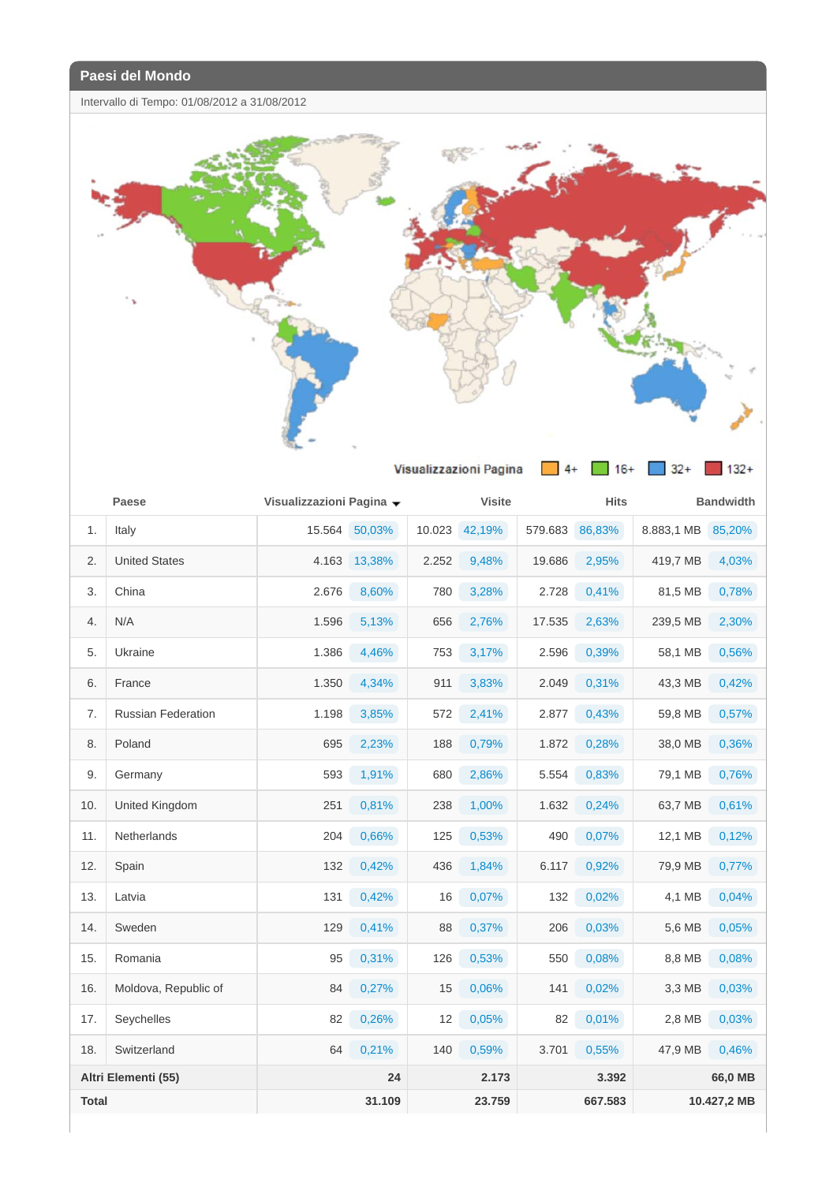## Paesi del Mondo

Intervallo di Tempo: 01/08/2012 a 31/08/2012

Visualizzazioni Pagina: 4+ | 16+ | 32+ | 132+

| | Paese | Visualizzazioni Pagina | | Visite | | Hits | | Bandwidth | |
|---|---|---|---|---|---|---|---|---|---|
| 1. | Italy | 15.564 | 50,03% | 10.023 | 42,19% | 579.683 | 86,83% | 8.883,1 MB | 85,20% |
| 2. | United States | 4.163 | 13,38% | 2.252 | 9,48% | 19.686 | 2,95% | 419,7 MB | 4,03% |
| 3. | China | 2.676 | 8,60% | 780 | 3,28% | 2.728 | 0,41% | 81,5 MB | 0,78% |
| 4. | N/A | 1.596 | 5,13% | 656 | 2,76% | 17.535 | 2,63% | 239,5 MB | 2,30% |
| 5. | Ukraine | 1.386 | 4,46% | 753 | 3,17% | 2.596 | 0,39% | 58,1 MB | 0,56% |
| 6. | France | 1.350 | 4,34% | 911 | 3,83% | 2.049 | 0,31% | 43,3 MB | 0,42% |
| 7. | Russian Federation | 1.198 | 3,85% | 572 | 2,41% | 2.877 | 0,43% | 59,8 MB | 0,57% |
| 8. | Poland | 695 | 2,23% | 188 | 0,79% | 1.872 | 0,28% | 38,0 MB | 0,36% |
| 9. | Germany | 593 | 1,91% | 680 | 2,86% | 5.554 | 0,83% | 79,1 MB | 0,76% |
| 10. | United Kingdom | 251 | 0,81% | 238 | 1,00% | 1.632 | 0,24% | 63,7 MB | 0,61% |
| 11. | Netherlands | 204 | 0,66% | 125 | 0,53% | 490 | 0,07% | 12,1 MB | 0,12% |
| 12. | Spain | 132 | 0,42% | 436 | 1,84% | 6.117 | 0,92% | 79,9 MB | 0,77% |
| 13. | Latvia | 131 | 0,42% | 16 | 0,07% | 132 | 0,02% | 4,1 MB | 0,04% |
| 14. | Sweden | 129 | 0,41% | 88 | 0,37% | 206 | 0,03% | 5,6 MB | 0,05% |
| 15. | Romania | 95 | 0,31% | 126 | 0,53% | 550 | 0,08% | 8,8 MB | 0,08% |
| 16. | Moldova, Republic of | 84 | 0,27% | 15 | 0,06% | 141 | 0,02% | 3,3 MB | 0,03% |
| 17. | Seychelles | 82 | 0,26% | 12 | 0,05% | 82 | 0,01% | 2,8 MB | 0,03% |
| 18. | Switzerland | 64 | 0,21% | 140 | 0,59% | 3.701 | 0,55% | 47,9 MB | 0,46% |
| **Altri Elementi (55)** | | **24** | | **2.173** | | **3.392** | | **66,0 MB** | |
| **Total** | | **31.109** | | **23.759** | | **667.583** | | **10.427,2 MB** | |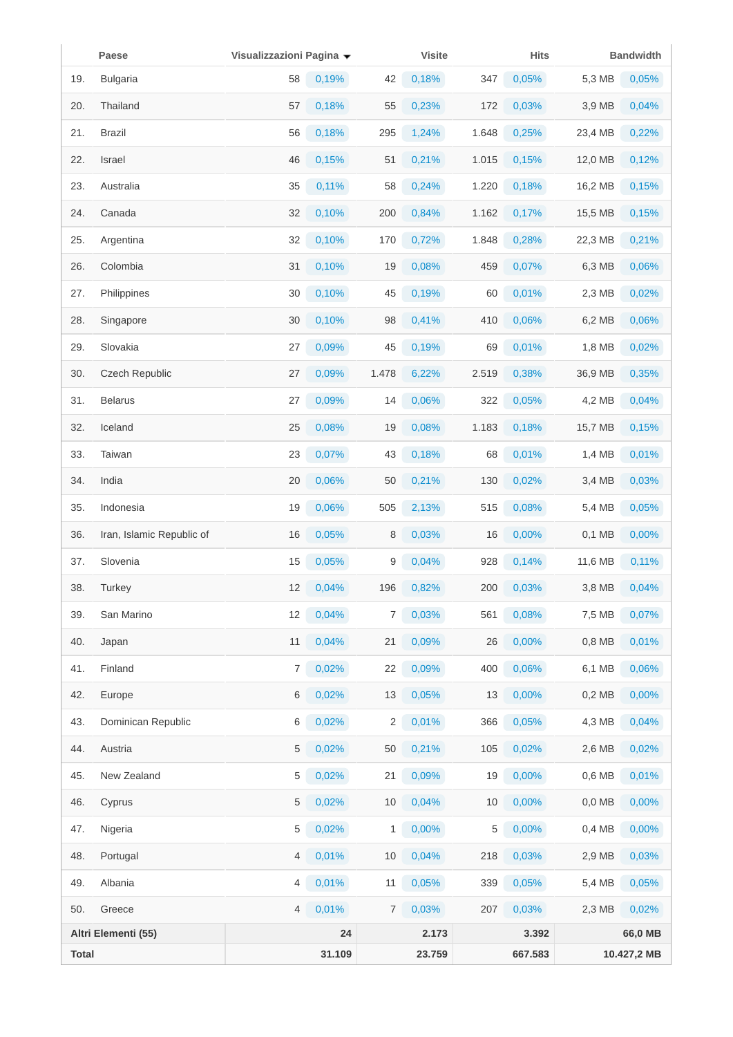| | Paese | Visualizzazioni Pagina ▼ | | Visite | | Hits | | Bandwidth | |
|---|---|---|---|---|---|---|---|---|---|
| 19. | Bulgaria | 58 | 0,19% | 42 | 0,18% | 347 | 0,05% | 5,3 MB | 0,05% |
| 20. | Thailand | 57 | 0,18% | 55 | 0,23% | 172 | 0,03% | 3,9 MB | 0,04% |
| 21. | Brazil | 56 | 0,18% | 295 | 1,24% | 1.648 | 0,25% | 23,4 MB | 0,22% |
| 22. | Israel | 46 | 0,15% | 51 | 0,21% | 1.015 | 0,15% | 12,0 MB | 0,12% |
| 23. | Australia | 35 | 0,11% | 58 | 0,24% | 1.220 | 0,18% | 16,2 MB | 0,15% |
| 24. | Canada | 32 | 0,10% | 200 | 0,84% | 1.162 | 0,17% | 15,5 MB | 0,15% |
| 25. | Argentina | 32 | 0,10% | 170 | 0,72% | 1.848 | 0,28% | 22,3 MB | 0,21% |
| 26. | Colombia | 31 | 0,10% | 19 | 0,08% | 459 | 0,07% | 6,3 MB | 0,06% |
| 27. | Philippines | 30 | 0,10% | 45 | 0,19% | 60 | 0,01% | 2,3 MB | 0,02% |
| 28. | Singapore | 30 | 0,10% | 98 | 0,41% | 410 | 0,06% | 6,2 MB | 0,06% |
| 29. | Slovakia | 27 | 0,09% | 45 | 0,19% | 69 | 0,01% | 1,8 MB | 0,02% |
| 30. | Czech Republic | 27 | 0,09% | 1.478 | 6,22% | 2.519 | 0,38% | 36,9 MB | 0,35% |
| 31. | Belarus | 27 | 0,09% | 14 | 0,06% | 322 | 0,05% | 4,2 MB | 0,04% |
| 32. | Iceland | 25 | 0,08% | 19 | 0,08% | 1.183 | 0,18% | 15,7 MB | 0,15% |
| 33. | Taiwan | 23 | 0,07% | 43 | 0,18% | 68 | 0,01% | 1,4 MB | 0,01% |
| 34. | India | 20 | 0,06% | 50 | 0,21% | 130 | 0,02% | 3,4 MB | 0,03% |
| 35. | Indonesia | 19 | 0,06% | 505 | 2,13% | 515 | 0,08% | 5,4 MB | 0,05% |
| 36. | Iran, Islamic Republic of | 16 | 0,05% | 8 | 0,03% | 16 | 0,00% | 0,1 MB | 0,00% |
| 37. | Slovenia | 15 | 0,05% | 9 | 0,04% | 928 | 0,14% | 11,6 MB | 0,11% |
| 38. | Turkey | 12 | 0,04% | 196 | 0,82% | 200 | 0,03% | 3,8 MB | 0,04% |
| 39. | San Marino | 12 | 0,04% | 7 | 0,03% | 561 | 0,08% | 7,5 MB | 0,07% |
| 40. | Japan | 11 | 0,04% | 21 | 0,09% | 26 | 0,00% | 0,8 MB | 0,01% |
| 41. | Finland | 7 | 0,02% | 22 | 0,09% | 400 | 0,06% | 6,1 MB | 0,06% |
| 42. | Europe | 6 | 0,02% | 13 | 0,05% | 13 | 0,00% | 0,2 MB | 0,00% |
| 43. | Dominican Republic | 6 | 0,02% | 2 | 0,01% | 366 | 0,05% | 4,3 MB | 0,04% |
| 44. | Austria | 5 | 0,02% | 50 | 0,21% | 105 | 0,02% | 2,6 MB | 0,02% |
| 45. | New Zealand | 5 | 0,02% | 21 | 0,09% | 19 | 0,00% | 0,6 MB | 0,01% |
| 46. | Cyprus | 5 | 0,02% | 10 | 0,04% | 10 | 0,00% | 0,0 MB | 0,00% |
| 47. | Nigeria | 5 | 0,02% | 1 | 0,00% | 5 | 0,00% | 0,4 MB | 0,00% |
| 48. | Portugal | 4 | 0,01% | 10 | 0,04% | 218 | 0,03% | 2,9 MB | 0,03% |
| 49. | Albania | 4 | 0,01% | 11 | 0,05% | 339 | 0,05% | 5,4 MB | 0,05% |
| 50. | Greece | 4 | 0,01% | 7 | 0,03% | 207 | 0,03% | 2,3 MB | 0,02% |
| **Altri Elementi (55)** | | **24** | | **2.173** | | **3.392** | | **66,0 MB** | |
| **Total** | | **31.109** | | **23.759** | | **667.583** | | **10.427,2 MB** | |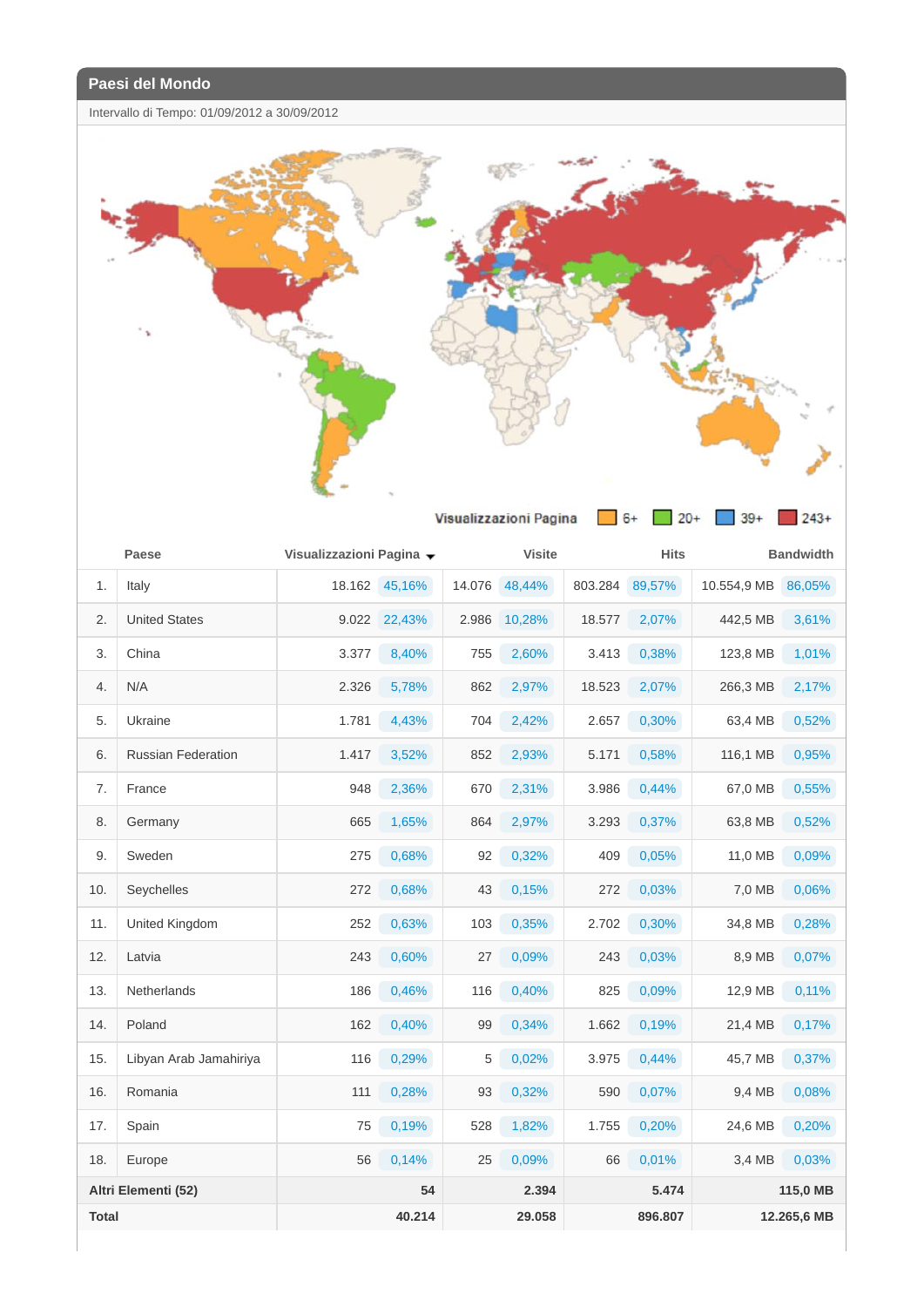## Paesi del Mondo

Intervallo di Tempo: 01/09/2012 a 30/09/2012

Visualizzazioni Pagina 6+ 20+ 39+ 243+

| | Paese | Visualizzazioni Pagina | | Visite | | Hits | | Bandwidth | |
|---|---|---|---|---|---|---|---|---|---|
| 1. | Italy | 18.162 | 45,16% | 14.076 | 48,44% | 803.284 | 89,57% | 10.554,9 MB | 86,05% |
| 2. | United States | 9.022 | 22,43% | 2.986 | 10,28% | 18.577 | 2,07% | 442,5 MB | 3,61% |
| 3. | China | 3.377 | 8,40% | 755 | 2,60% | 3.413 | 0,38% | 123,8 MB | 1,01% |
| 4. | N/A | 2.326 | 5,78% | 862 | 2,97% | 18.523 | 2,07% | 266,3 MB | 2,17% |
| 5. | Ukraine | 1.781 | 4,43% | 704 | 2,42% | 2.657 | 0,30% | 63,4 MB | 0,52% |
| 6. | Russian Federation | 1.417 | 3,52% | 852 | 2,93% | 5.171 | 0,58% | 116,1 MB | 0,95% |
| 7. | France | 948 | 2,36% | 670 | 2,31% | 3.986 | 0,44% | 67,0 MB | 0,55% |
| 8. | Germany | 665 | 1,65% | 864 | 2,97% | 3.293 | 0,37% | 63,8 MB | 0,52% |
| 9. | Sweden | 275 | 0,68% | 92 | 0,32% | 409 | 0,05% | 11,0 MB | 0,09% |
| 10. | Seychelles | 272 | 0,68% | 43 | 0,15% | 272 | 0,03% | 7,0 MB | 0,06% |
| 11. | United Kingdom | 252 | 0,63% | 103 | 0,35% | 2.702 | 0,30% | 34,8 MB | 0,28% |
| 12. | Latvia | 243 | 0,60% | 27 | 0,09% | 243 | 0,03% | 8,9 MB | 0,07% |
| 13. | Netherlands | 186 | 0,46% | 116 | 0,40% | 825 | 0,09% | 12,9 MB | 0,11% |
| 14. | Poland | 162 | 0,40% | 99 | 0,34% | 1.662 | 0,19% | 21,4 MB | 0,17% |
| 15. | Libyan Arab Jamahiriya | 116 | 0,29% | 5 | 0,02% | 3.975 | 0,44% | 45,7 MB | 0,37% |
| 16. | Romania | 111 | 0,28% | 93 | 0,32% | 590 | 0,07% | 9,4 MB | 0,08% |
| 17. | Spain | 75 | 0,19% | 528 | 1,82% | 1.755 | 0,20% | 24,6 MB | 0,20% |
| 18. | Europe | 56 | 0,14% | 25 | 0,09% | 66 | 0,01% | 3,4 MB | 0,03% |
| **Altri Elementi (52)** | | **54** | | **2.394** | | **5.474** | | **115,0 MB** | |
| **Total** | | **40.214** | | **29.058** | | **896.807** | | **12.265,6 MB** | |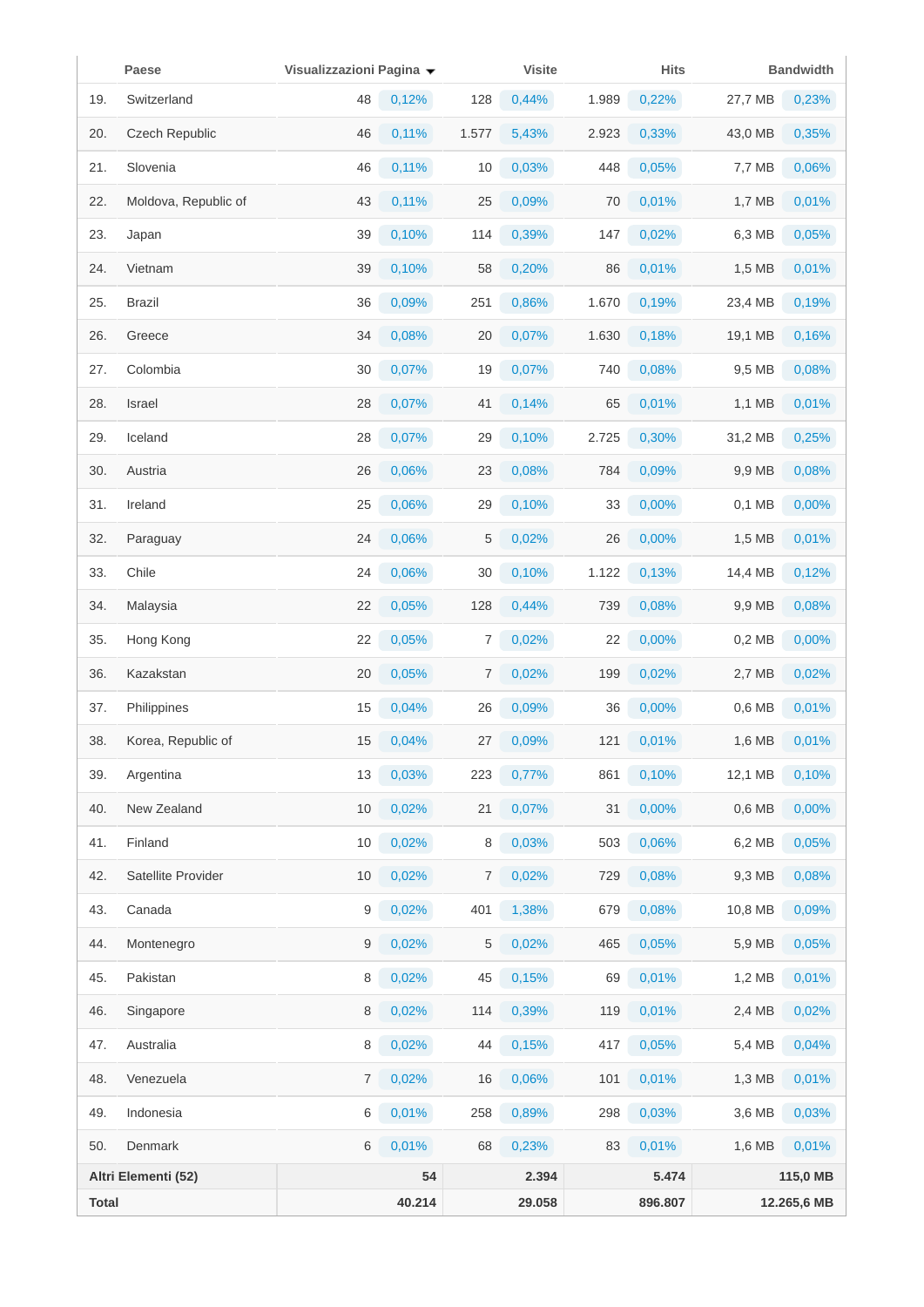| | Paese | Visualizzazioni Pagina ▾ | | Visite | | Hits | | Bandwidth | |
|---|---|---|---|---|---|---|---|---|---|
| 19. | Switzerland | 48 | 0,12% | 128 | 0,44% | 1.989 | 0,22% | 27,7 MB | 0,23% |
| 20. | Czech Republic | 46 | 0,11% | 1.577 | 5,43% | 2.923 | 0,33% | 43,0 MB | 0,35% |
| 21. | Slovenia | 46 | 0,11% | 10 | 0,03% | 448 | 0,05% | 7,7 MB | 0,06% |
| 22. | Moldova, Republic of | 43 | 0,11% | 25 | 0,09% | 70 | 0,01% | 1,7 MB | 0,01% |
| 23. | Japan | 39 | 0,10% | 114 | 0,39% | 147 | 0,02% | 6,3 MB | 0,05% |
| 24. | Vietnam | 39 | 0,10% | 58 | 0,20% | 86 | 0,01% | 1,5 MB | 0,01% |
| 25. | Brazil | 36 | 0,09% | 251 | 0,86% | 1.670 | 0,19% | 23,4 MB | 0,19% |
| 26. | Greece | 34 | 0,08% | 20 | 0,07% | 1.630 | 0,18% | 19,1 MB | 0,16% |
| 27. | Colombia | 30 | 0,07% | 19 | 0,07% | 740 | 0,08% | 9,5 MB | 0,08% |
| 28. | Israel | 28 | 0,07% | 41 | 0,14% | 65 | 0,01% | 1,1 MB | 0,01% |
| 29. | Iceland | 28 | 0,07% | 29 | 0,10% | 2.725 | 0,30% | 31,2 MB | 0,25% |
| 30. | Austria | 26 | 0,06% | 23 | 0,08% | 784 | 0,09% | 9,9 MB | 0,08% |
| 31. | Ireland | 25 | 0,06% | 29 | 0,10% | 33 | 0,00% | 0,1 MB | 0,00% |
| 32. | Paraguay | 24 | 0,06% | 5 | 0,02% | 26 | 0,00% | 1,5 MB | 0,01% |
| 33. | Chile | 24 | 0,06% | 30 | 0,10% | 1.122 | 0,13% | 14,4 MB | 0,12% |
| 34. | Malaysia | 22 | 0,05% | 128 | 0,44% | 739 | 0,08% | 9,9 MB | 0,08% |
| 35. | Hong Kong | 22 | 0,05% | 7 | 0,02% | 22 | 0,00% | 0,2 MB | 0,00% |
| 36. | Kazakstan | 20 | 0,05% | 7 | 0,02% | 199 | 0,02% | 2,7 MB | 0,02% |
| 37. | Philippines | 15 | 0,04% | 26 | 0,09% | 36 | 0,00% | 0,6 MB | 0,01% |
| 38. | Korea, Republic of | 15 | 0,04% | 27 | 0,09% | 121 | 0,01% | 1,6 MB | 0,01% |
| 39. | Argentina | 13 | 0,03% | 223 | 0,77% | 861 | 0,10% | 12,1 MB | 0,10% |
| 40. | New Zealand | 10 | 0,02% | 21 | 0,07% | 31 | 0,00% | 0,6 MB | 0,00% |
| 41. | Finland | 10 | 0,02% | 8 | 0,03% | 503 | 0,06% | 6,2 MB | 0,05% |
| 42. | Satellite Provider | 10 | 0,02% | 7 | 0,02% | 729 | 0,08% | 9,3 MB | 0,08% |
| 43. | Canada | 9 | 0,02% | 401 | 1,38% | 679 | 0,08% | 10,8 MB | 0,09% |
| 44. | Montenegro | 9 | 0,02% | 5 | 0,02% | 465 | 0,05% | 5,9 MB | 0,05% |
| 45. | Pakistan | 8 | 0,02% | 45 | 0,15% | 69 | 0,01% | 1,2 MB | 0,01% |
| 46. | Singapore | 8 | 0,02% | 114 | 0,39% | 119 | 0,01% | 2,4 MB | 0,02% |
| 47. | Australia | 8 | 0,02% | 44 | 0,15% | 417 | 0,05% | 5,4 MB | 0,04% |
| 48. | Venezuela | 7 | 0,02% | 16 | 0,06% | 101 | 0,01% | 1,3 MB | 0,01% |
| 49. | Indonesia | 6 | 0,01% | 258 | 0,89% | 298 | 0,03% | 3,6 MB | 0,03% |
| 50. | Denmark | 6 | 0,01% | 68 | 0,23% | 83 | 0,01% | 1,6 MB | 0,01% |
| **Altri Elementi (52)** | | **54** | | **2.394** | | **5.474** | | **115,0 MB** | |
| **Total** | | **40.214** | | **29.058** | | **896.807** | | **12.265,6 MB** | |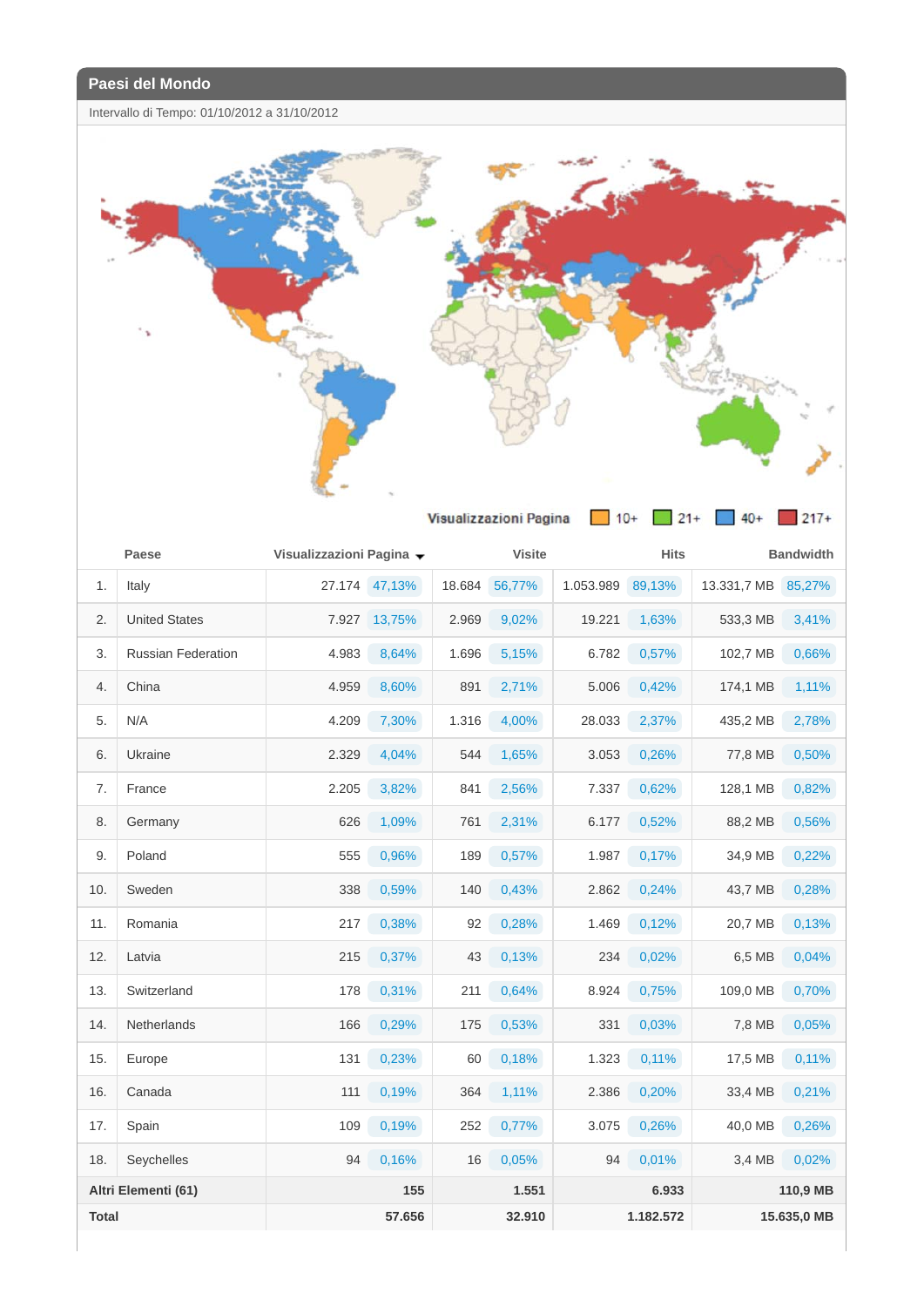## Paesi del Mondo

Intervallo di Tempo: 01/10/2012 a 31/10/2012

Visualizzazioni Pagina: 10+ | 21+ | 40+ | 217+

| | Paese | Visualizzazioni Pagina | | Visite | | Hits | | Bandwidth | |
|---|---|---|---|---|---|---|---|---|---|
| 1. | Italy | 27.174 | 47,13% | 18.684 | 56,77% | 1.053.989 | 89,13% | 13.331,7 MB | 85,27% |
| 2. | United States | 7.927 | 13,75% | 2.969 | 9,02% | 19.221 | 1,63% | 533,3 MB | 3,41% |
| 3. | Russian Federation | 4.983 | 8,64% | 1.696 | 5,15% | 6.782 | 0,57% | 102,7 MB | 0,66% |
| 4. | China | 4.959 | 8,60% | 891 | 2,71% | 5.006 | 0,42% | 174,1 MB | 1,11% |
| 5. | N/A | 4.209 | 7,30% | 1.316 | 4,00% | 28.033 | 2,37% | 435,2 MB | 2,78% |
| 6. | Ukraine | 2.329 | 4,04% | 544 | 1,65% | 3.053 | 0,26% | 77,8 MB | 0,50% |
| 7. | France | 2.205 | 3,82% | 841 | 2,56% | 7.337 | 0,62% | 128,1 MB | 0,82% |
| 8. | Germany | 626 | 1,09% | 761 | 2,31% | 6.177 | 0,52% | 88,2 MB | 0,56% |
| 9. | Poland | 555 | 0,96% | 189 | 0,57% | 1.987 | 0,17% | 34,9 MB | 0,22% |
| 10. | Sweden | 338 | 0,59% | 140 | 0,43% | 2.862 | 0,24% | 43,7 MB | 0,28% |
| 11. | Romania | 217 | 0,38% | 92 | 0,28% | 1.469 | 0,12% | 20,7 MB | 0,13% |
| 12. | Latvia | 215 | 0,37% | 43 | 0,13% | 234 | 0,02% | 6,5 MB | 0,04% |
| 13. | Switzerland | 178 | 0,31% | 211 | 0,64% | 8.924 | 0,75% | 109,0 MB | 0,70% |
| 14. | Netherlands | 166 | 0,29% | 175 | 0,53% | 331 | 0,03% | 7,8 MB | 0,05% |
| 15. | Europe | 131 | 0,23% | 60 | 0,18% | 1.323 | 0,11% | 17,5 MB | 0,11% |
| 16. | Canada | 111 | 0,19% | 364 | 1,11% | 2.386 | 0,20% | 33,4 MB | 0,21% |
| 17. | Spain | 109 | 0,19% | 252 | 0,77% | 3.075 | 0,26% | 40,0 MB | 0,26% |
| 18. | Seychelles | 94 | 0,16% | 16 | 0,05% | 94 | 0,01% | 3,4 MB | 0,02% |
| **Altri Elementi (61)** | | **155** | | **1.551** | | **6.933** | | **110,9 MB** | |
| **Total** | | **57.656** | | **32.910** | | **1.182.572** | | **15.635,0 MB** | |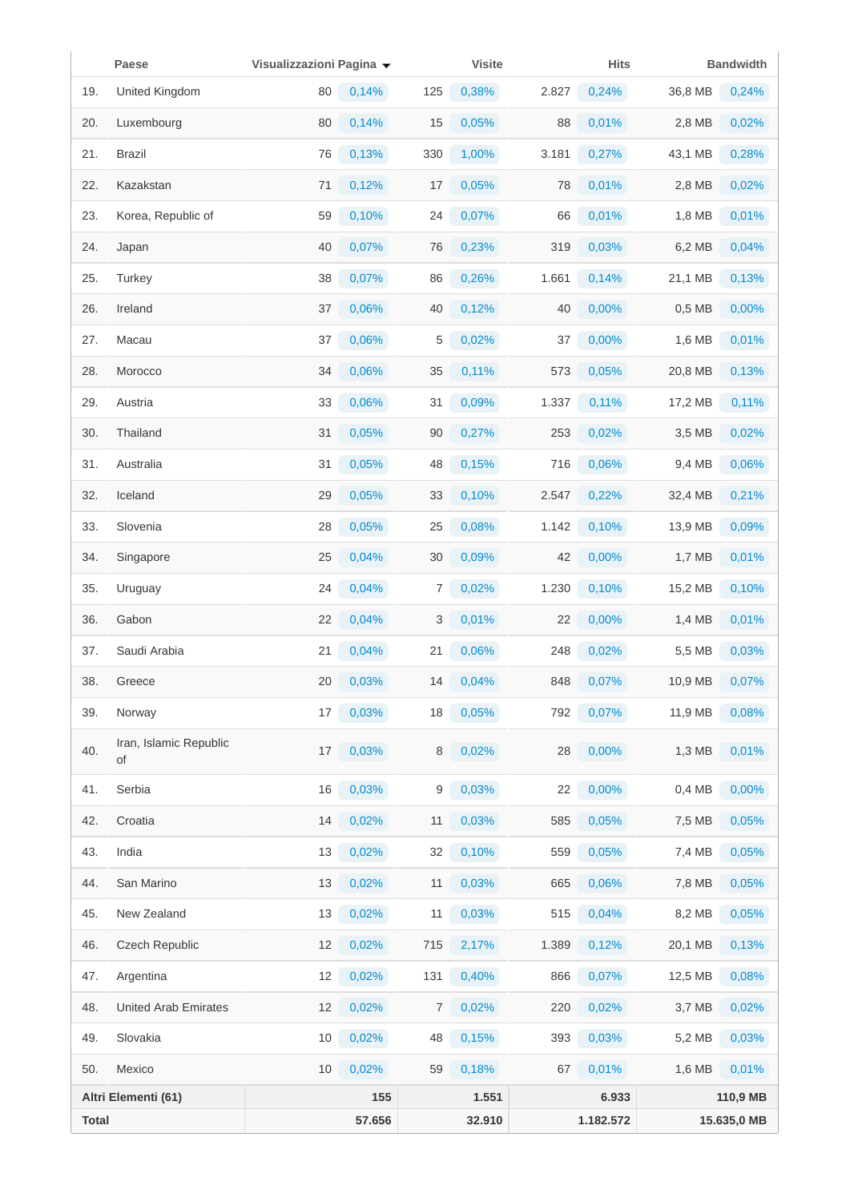| | Paese | Visualizzazioni Pagina ▾ | | Visite | | Hits | | Bandwidth | |
|---|---|---|---|---|---|---|---|---|---|
| 19. | United Kingdom | 80 | 0,14% | 125 | 0,38% | 2.827 | 0,24% | 36,8 MB | 0,24% |
| 20. | Luxembourg | 80 | 0,14% | 15 | 0,05% | 88 | 0,01% | 2,8 MB | 0,02% |
| 21. | Brazil | 76 | 0,13% | 330 | 1,00% | 3.181 | 0,27% | 43,1 MB | 0,28% |
| 22. | Kazakstan | 71 | 0,12% | 17 | 0,05% | 78 | 0,01% | 2,8 MB | 0,02% |
| 23. | Korea, Republic of | 59 | 0,10% | 24 | 0,07% | 66 | 0,01% | 1,8 MB | 0,01% |
| 24. | Japan | 40 | 0,07% | 76 | 0,23% | 319 | 0,03% | 6,2 MB | 0,04% |
| 25. | Turkey | 38 | 0,07% | 86 | 0,26% | 1.661 | 0,14% | 21,1 MB | 0,13% |
| 26. | Ireland | 37 | 0,06% | 40 | 0,12% | 40 | 0,00% | 0,5 MB | 0,00% |
| 27. | Macau | 37 | 0,06% | 5 | 0,02% | 37 | 0,00% | 1,6 MB | 0,01% |
| 28. | Morocco | 34 | 0,06% | 35 | 0,11% | 573 | 0,05% | 20,8 MB | 0,13% |
| 29. | Austria | 33 | 0,06% | 31 | 0,09% | 1.337 | 0,11% | 17,2 MB | 0,11% |
| 30. | Thailand | 31 | 0,05% | 90 | 0,27% | 253 | 0,02% | 3,5 MB | 0,02% |
| 31. | Australia | 31 | 0,05% | 48 | 0,15% | 716 | 0,06% | 9,4 MB | 0,06% |
| 32. | Iceland | 29 | 0,05% | 33 | 0,10% | 2.547 | 0,22% | 32,4 MB | 0,21% |
| 33. | Slovenia | 28 | 0,05% | 25 | 0,08% | 1.142 | 0,10% | 13,9 MB | 0,09% |
| 34. | Singapore | 25 | 0,04% | 30 | 0,09% | 42 | 0,00% | 1,7 MB | 0,01% |
| 35. | Uruguay | 24 | 0,04% | 7 | 0,02% | 1.230 | 0,10% | 15,2 MB | 0,10% |
| 36. | Gabon | 22 | 0,04% | 3 | 0,01% | 22 | 0,00% | 1,4 MB | 0,01% |
| 37. | Saudi Arabia | 21 | 0,04% | 21 | 0,06% | 248 | 0,02% | 5,5 MB | 0,03% |
| 38. | Greece | 20 | 0,03% | 14 | 0,04% | 848 | 0,07% | 10,9 MB | 0,07% |
| 39. | Norway | 17 | 0,03% | 18 | 0,05% | 792 | 0,07% | 11,9 MB | 0,08% |
| 40. | Iran, Islamic Republic of | 17 | 0,03% | 8 | 0,02% | 28 | 0,00% | 1,3 MB | 0,01% |
| 41. | Serbia | 16 | 0,03% | 9 | 0,03% | 22 | 0,00% | 0,4 MB | 0,00% |
| 42. | Croatia | 14 | 0,02% | 11 | 0,03% | 585 | 0,05% | 7,5 MB | 0,05% |
| 43. | India | 13 | 0,02% | 32 | 0,10% | 559 | 0,05% | 7,4 MB | 0,05% |
| 44. | San Marino | 13 | 0,02% | 11 | 0,03% | 665 | 0,06% | 7,8 MB | 0,05% |
| 45. | New Zealand | 13 | 0,02% | 11 | 0,03% | 515 | 0,04% | 8,2 MB | 0,05% |
| 46. | Czech Republic | 12 | 0,02% | 715 | 2,17% | 1.389 | 0,12% | 20,1 MB | 0,13% |
| 47. | Argentina | 12 | 0,02% | 131 | 0,40% | 866 | 0,07% | 12,5 MB | 0,08% |
| 48. | United Arab Emirates | 12 | 0,02% | 7 | 0,02% | 220 | 0,02% | 3,7 MB | 0,02% |
| 49. | Slovakia | 10 | 0,02% | 48 | 0,15% | 393 | 0,03% | 5,2 MB | 0,03% |
| 50. | Mexico | 10 | 0,02% | 59 | 0,18% | 67 | 0,01% | 1,6 MB | 0,01% |
| **Altri Elementi (61)** | | **155** | | **1.551** | | **6.933** | | **110,9 MB** | |
| **Total** | | **57.656** | | **32.910** | | **1.182.572** | | **15.635,0 MB** | |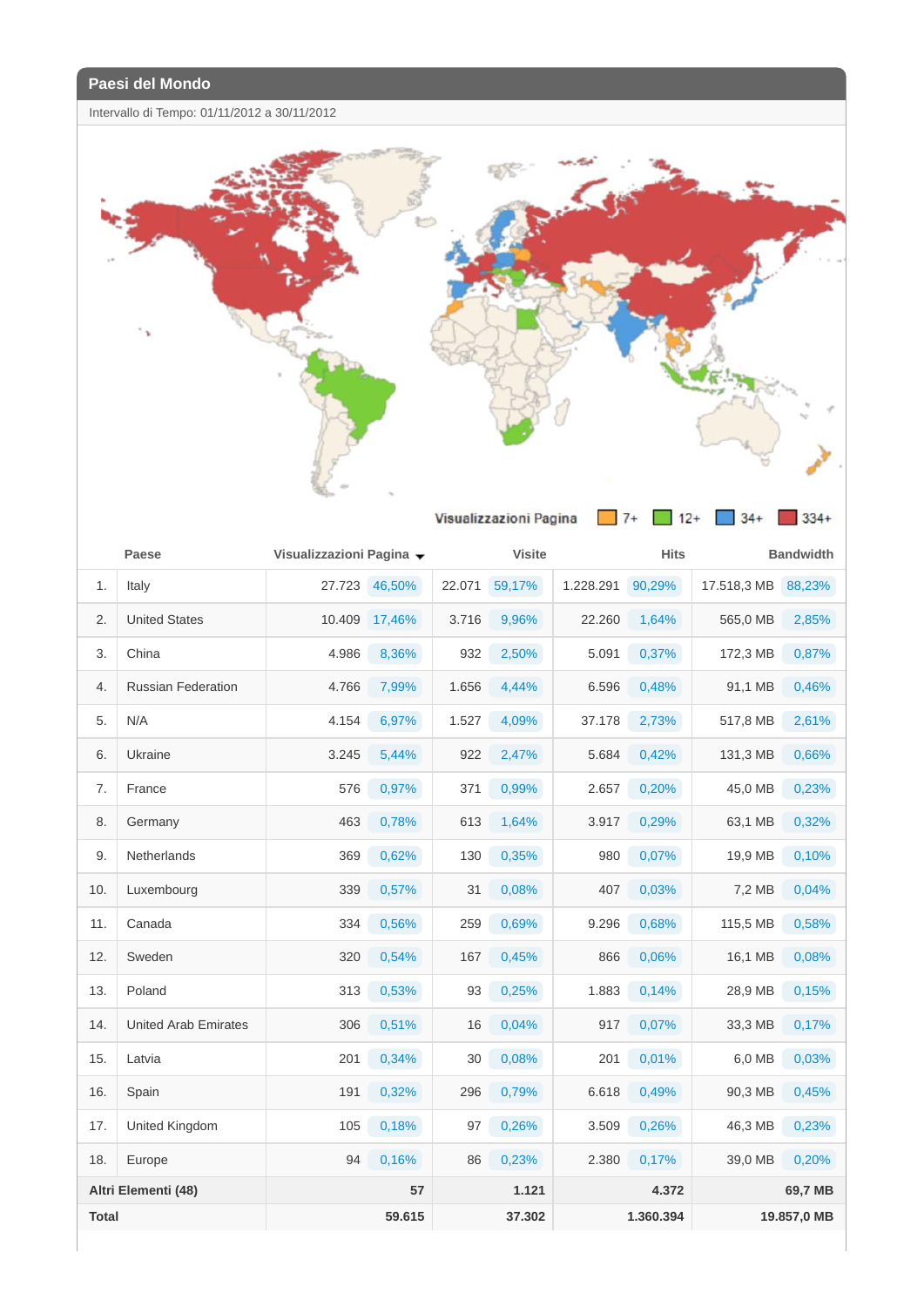## Paesi del Mondo

Intervallo di Tempo: 01/11/2012 a 30/11/2012

Visualizzazioni Pagina: 7+ | 12+ | 34+ | 334+

| | Paese | Visualizzazioni Pagina | | Visite | | Hits | | Bandwidth | |
|---|---|---|---|---|---|---|---|---|---|
| 1. | Italy | 27.723 | 46,50% | 22.071 | 59,17% | 1.228.291 | 90,29% | 17.518,3 MB | 88,23% |
| 2. | United States | 10.409 | 17,46% | 3.716 | 9,96% | 22.260 | 1,64% | 565,0 MB | 2,85% |
| 3. | China | 4.986 | 8,36% | 932 | 2,50% | 5.091 | 0,37% | 172,3 MB | 0,87% |
| 4. | Russian Federation | 4.766 | 7,99% | 1.656 | 4,44% | 6.596 | 0,48% | 91,1 MB | 0,46% |
| 5. | N/A | 4.154 | 6,97% | 1.527 | 4,09% | 37.178 | 2,73% | 517,8 MB | 2,61% |
| 6. | Ukraine | 3.245 | 5,44% | 922 | 2,47% | 5.684 | 0,42% | 131,3 MB | 0,66% |
| 7. | France | 576 | 0,97% | 371 | 0,99% | 2.657 | 0,20% | 45,0 MB | 0,23% |
| 8. | Germany | 463 | 0,78% | 613 | 1,64% | 3.917 | 0,29% | 63,1 MB | 0,32% |
| 9. | Netherlands | 369 | 0,62% | 130 | 0,35% | 980 | 0,07% | 19,9 MB | 0,10% |
| 10. | Luxembourg | 339 | 0,57% | 31 | 0,08% | 407 | 0,03% | 7,2 MB | 0,04% |
| 11. | Canada | 334 | 0,56% | 259 | 0,69% | 9.296 | 0,68% | 115,5 MB | 0,58% |
| 12. | Sweden | 320 | 0,54% | 167 | 0,45% | 866 | 0,06% | 16,1 MB | 0,08% |
| 13. | Poland | 313 | 0,53% | 93 | 0,25% | 1.883 | 0,14% | 28,9 MB | 0,15% |
| 14. | United Arab Emirates | 306 | 0,51% | 16 | 0,04% | 917 | 0,07% | 33,3 MB | 0,17% |
| 15. | Latvia | 201 | 0,34% | 30 | 0,08% | 201 | 0,01% | 6,0 MB | 0,03% |
| 16. | Spain | 191 | 0,32% | 296 | 0,79% | 6.618 | 0,49% | 90,3 MB | 0,45% |
| 17. | United Kingdom | 105 | 0,18% | 97 | 0,26% | 3.509 | 0,26% | 46,3 MB | 0,23% |
| 18. | Europe | 94 | 0,16% | 86 | 0,23% | 2.380 | 0,17% | 39,0 MB | 0,20% |
| **Altri Elementi (48)** | | **57** | | **1.121** | | **4.372** | | **69,7 MB** | |
| **Total** | | **59.615** | | **37.302** | | **1.360.394** | | **19.857,0 MB** | |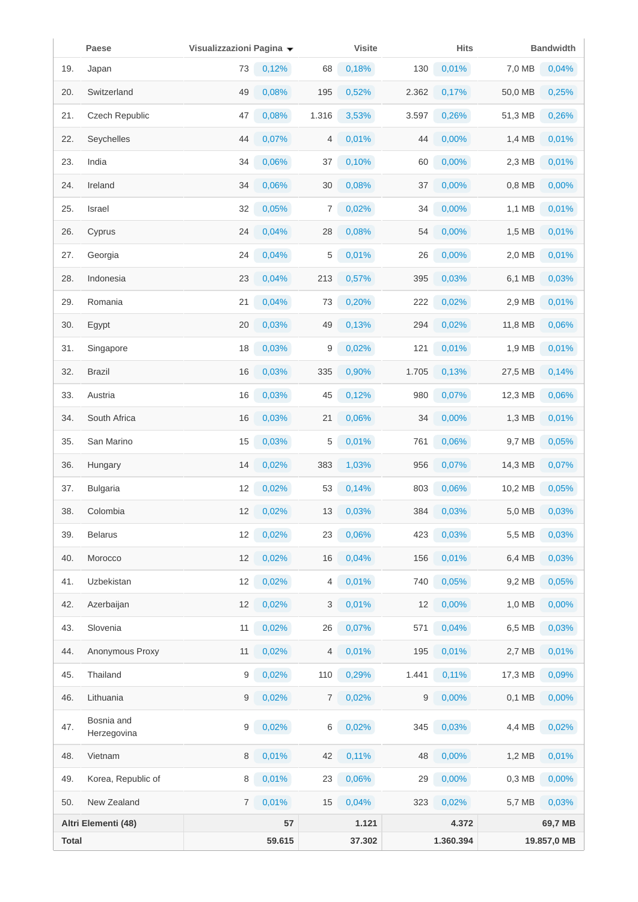| | Paese | Visualizzazioni Pagina ▼ | | Visite | | Hits | | Bandwidth | |
|---|---|---|---|---|---|---|---|---|---|
| 19. | Japan | 73 | 0,12% | 68 | 0,18% | 130 | 0,01% | 7,0 MB | 0,04% |
| 20. | Switzerland | 49 | 0,08% | 195 | 0,52% | 2.362 | 0,17% | 50,0 MB | 0,25% |
| 21. | Czech Republic | 47 | 0,08% | 1.316 | 3,53% | 3.597 | 0,26% | 51,3 MB | 0,26% |
| 22. | Seychelles | 44 | 0,07% | 4 | 0,01% | 44 | 0,00% | 1,4 MB | 0,01% |
| 23. | India | 34 | 0,06% | 37 | 0,10% | 60 | 0,00% | 2,3 MB | 0,01% |
| 24. | Ireland | 34 | 0,06% | 30 | 0,08% | 37 | 0,00% | 0,8 MB | 0,00% |
| 25. | Israel | 32 | 0,05% | 7 | 0,02% | 34 | 0,00% | 1,1 MB | 0,01% |
| 26. | Cyprus | 24 | 0,04% | 28 | 0,08% | 54 | 0,00% | 1,5 MB | 0,01% |
| 27. | Georgia | 24 | 0,04% | 5 | 0,01% | 26 | 0,00% | 2,0 MB | 0,01% |
| 28. | Indonesia | 23 | 0,04% | 213 | 0,57% | 395 | 0,03% | 6,1 MB | 0,03% |
| 29. | Romania | 21 | 0,04% | 73 | 0,20% | 222 | 0,02% | 2,9 MB | 0,01% |
| 30. | Egypt | 20 | 0,03% | 49 | 0,13% | 294 | 0,02% | 11,8 MB | 0,06% |
| 31. | Singapore | 18 | 0,03% | 9 | 0,02% | 121 | 0,01% | 1,9 MB | 0,01% |
| 32. | Brazil | 16 | 0,03% | 335 | 0,90% | 1.705 | 0,13% | 27,5 MB | 0,14% |
| 33. | Austria | 16 | 0,03% | 45 | 0,12% | 980 | 0,07% | 12,3 MB | 0,06% |
| 34. | South Africa | 16 | 0,03% | 21 | 0,06% | 34 | 0,00% | 1,3 MB | 0,01% |
| 35. | San Marino | 15 | 0,03% | 5 | 0,01% | 761 | 0,06% | 9,7 MB | 0,05% |
| 36. | Hungary | 14 | 0,02% | 383 | 1,03% | 956 | 0,07% | 14,3 MB | 0,07% |
| 37. | Bulgaria | 12 | 0,02% | 53 | 0,14% | 803 | 0,06% | 10,2 MB | 0,05% |
| 38. | Colombia | 12 | 0,02% | 13 | 0,03% | 384 | 0,03% | 5,0 MB | 0,03% |
| 39. | Belarus | 12 | 0,02% | 23 | 0,06% | 423 | 0,03% | 5,5 MB | 0,03% |
| 40. | Morocco | 12 | 0,02% | 16 | 0,04% | 156 | 0,01% | 6,4 MB | 0,03% |
| 41. | Uzbekistan | 12 | 0,02% | 4 | 0,01% | 740 | 0,05% | 9,2 MB | 0,05% |
| 42. | Azerbaijan | 12 | 0,02% | 3 | 0,01% | 12 | 0,00% | 1,0 MB | 0,00% |
| 43. | Slovenia | 11 | 0,02% | 26 | 0,07% | 571 | 0,04% | 6,5 MB | 0,03% |
| 44. | Anonymous Proxy | 11 | 0,02% | 4 | 0,01% | 195 | 0,01% | 2,7 MB | 0,01% |
| 45. | Thailand | 9 | 0,02% | 110 | 0,29% | 1.441 | 0,11% | 17,3 MB | 0,09% |
| 46. | Lithuania | 9 | 0,02% | 7 | 0,02% | 9 | 0,00% | 0,1 MB | 0,00% |
| 47. | Bosnia and Herzegovina | 9 | 0,02% | 6 | 0,02% | 345 | 0,03% | 4,4 MB | 0,02% |
| 48. | Vietnam | 8 | 0,01% | 42 | 0,11% | 48 | 0,00% | 1,2 MB | 0,01% |
| 49. | Korea, Republic of | 8 | 0,01% | 23 | 0,06% | 29 | 0,00% | 0,3 MB | 0,00% |
| 50. | New Zealand | 7 | 0,01% | 15 | 0,04% | 323 | 0,02% | 5,7 MB | 0,03% |
| **Altri Elementi (48)** | | **57** | | **1.121** | | **4.372** | | **69,7 MB** | |
| **Total** | | **59.615** | | **37.302** | | **1.360.394** | | **19.857,0 MB** | |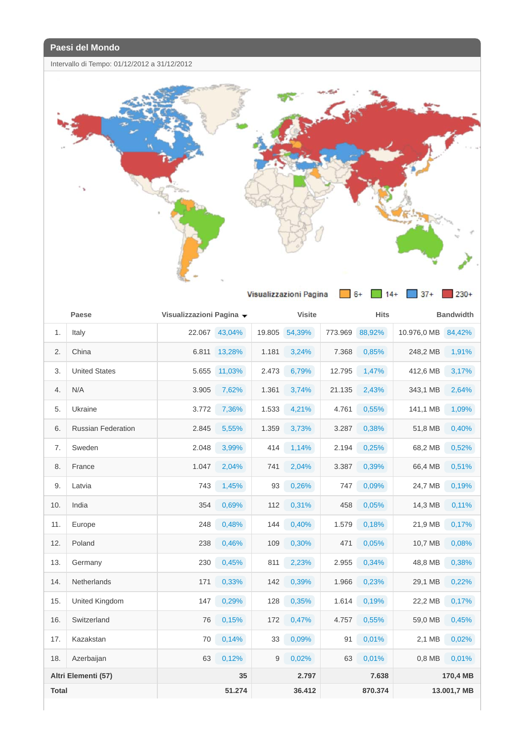## Paesi del Mondo

Intervallo di Tempo: 01/12/2012 a 31/12/2012

Visualizzazioni Pagina: 6+ | 14+ | 37+ | 230+

| | Paese | Visualizzazioni Pagina | | Visite | | Hits | | Bandwidth | |
|---|---|---|---|---|---|---|---|---|---|
| 1. | Italy | 22.067 | 43,04% | 19.805 | 54,39% | 773.969 | 88,92% | 10.976,0 MB | 84,42% |
| 2. | China | 6.811 | 13,28% | 1.181 | 3,24% | 7.368 | 0,85% | 248,2 MB | 1,91% |
| 3. | United States | 5.655 | 11,03% | 2.473 | 6,79% | 12.795 | 1,47% | 412,6 MB | 3,17% |
| 4. | N/A | 3.905 | 7,62% | 1.361 | 3,74% | 21.135 | 2,43% | 343,1 MB | 2,64% |
| 5. | Ukraine | 3.772 | 7,36% | 1.533 | 4,21% | 4.761 | 0,55% | 141,1 MB | 1,09% |
| 6. | Russian Federation | 2.845 | 5,55% | 1.359 | 3,73% | 3.287 | 0,38% | 51,8 MB | 0,40% |
| 7. | Sweden | 2.048 | 3,99% | 414 | 1,14% | 2.194 | 0,25% | 68,2 MB | 0,52% |
| 8. | France | 1.047 | 2,04% | 741 | 2,04% | 3.387 | 0,39% | 66,4 MB | 0,51% |
| 9. | Latvia | 743 | 1,45% | 93 | 0,26% | 747 | 0,09% | 24,7 MB | 0,19% |
| 10. | India | 354 | 0,69% | 112 | 0,31% | 458 | 0,05% | 14,3 MB | 0,11% |
| 11. | Europe | 248 | 0,48% | 144 | 0,40% | 1.579 | 0,18% | 21,9 MB | 0,17% |
| 12. | Poland | 238 | 0,46% | 109 | 0,30% | 471 | 0,05% | 10,7 MB | 0,08% |
| 13. | Germany | 230 | 0,45% | 811 | 2,23% | 2.955 | 0,34% | 48,8 MB | 0,38% |
| 14. | Netherlands | 171 | 0,33% | 142 | 0,39% | 1.966 | 0,23% | 29,1 MB | 0,22% |
| 15. | United Kingdom | 147 | 0,29% | 128 | 0,35% | 1.614 | 0,19% | 22,2 MB | 0,17% |
| 16. | Switzerland | 76 | 0,15% | 172 | 0,47% | 4.757 | 0,55% | 59,0 MB | 0,45% |
| 17. | Kazakstan | 70 | 0,14% | 33 | 0,09% | 91 | 0,01% | 2,1 MB | 0,02% |
| 18. | Azerbaijan | 63 | 0,12% | 9 | 0,02% | 63 | 0,01% | 0,8 MB | 0,01% |
| **Altri Elementi (57)** | | **35** | | **2.797** | | **7.638** | | **170,4 MB** | |
| **Total** | | **51.274** | | **36.412** | | **870.374** | | **13.001,7 MB** | |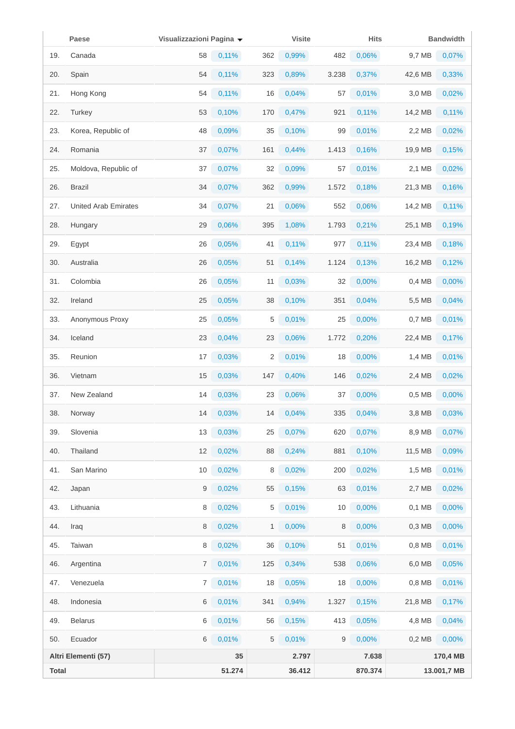| | Paese | Visualizzazioni Pagina ▾ | | Visite | | Hits | | Bandwidth | |
|---|---|---|---|---|---|---|---|---|---|
| 19. | Canada | 58 | 0,11% | 362 | 0,99% | 482 | 0,06% | 9,7 MB | 0,07% |
| 20. | Spain | 54 | 0,11% | 323 | 0,89% | 3.238 | 0,37% | 42,6 MB | 0,33% |
| 21. | Hong Kong | 54 | 0,11% | 16 | 0,04% | 57 | 0,01% | 3,0 MB | 0,02% |
| 22. | Turkey | 53 | 0,10% | 170 | 0,47% | 921 | 0,11% | 14,2 MB | 0,11% |
| 23. | Korea, Republic of | 48 | 0,09% | 35 | 0,10% | 99 | 0,01% | 2,2 MB | 0,02% |
| 24. | Romania | 37 | 0,07% | 161 | 0,44% | 1.413 | 0,16% | 19,9 MB | 0,15% |
| 25. | Moldova, Republic of | 37 | 0,07% | 32 | 0,09% | 57 | 0,01% | 2,1 MB | 0,02% |
| 26. | Brazil | 34 | 0,07% | 362 | 0,99% | 1.572 | 0,18% | 21,3 MB | 0,16% |
| 27. | United Arab Emirates | 34 | 0,07% | 21 | 0,06% | 552 | 0,06% | 14,2 MB | 0,11% |
| 28. | Hungary | 29 | 0,06% | 395 | 1,08% | 1.793 | 0,21% | 25,1 MB | 0,19% |
| 29. | Egypt | 26 | 0,05% | 41 | 0,11% | 977 | 0,11% | 23,4 MB | 0,18% |
| 30. | Australia | 26 | 0,05% | 51 | 0,14% | 1.124 | 0,13% | 16,2 MB | 0,12% |
| 31. | Colombia | 26 | 0,05% | 11 | 0,03% | 32 | 0,00% | 0,4 MB | 0,00% |
| 32. | Ireland | 25 | 0,05% | 38 | 0,10% | 351 | 0,04% | 5,5 MB | 0,04% |
| 33. | Anonymous Proxy | 25 | 0,05% | 5 | 0,01% | 25 | 0,00% | 0,7 MB | 0,01% |
| 34. | Iceland | 23 | 0,04% | 23 | 0,06% | 1.772 | 0,20% | 22,4 MB | 0,17% |
| 35. | Reunion | 17 | 0,03% | 2 | 0,01% | 18 | 0,00% | 1,4 MB | 0,01% |
| 36. | Vietnam | 15 | 0,03% | 147 | 0,40% | 146 | 0,02% | 2,4 MB | 0,02% |
| 37. | New Zealand | 14 | 0,03% | 23 | 0,06% | 37 | 0,00% | 0,5 MB | 0,00% |
| 38. | Norway | 14 | 0,03% | 14 | 0,04% | 335 | 0,04% | 3,8 MB | 0,03% |
| 39. | Slovenia | 13 | 0,03% | 25 | 0,07% | 620 | 0,07% | 8,9 MB | 0,07% |
| 40. | Thailand | 12 | 0,02% | 88 | 0,24% | 881 | 0,10% | 11,5 MB | 0,09% |
| 41. | San Marino | 10 | 0,02% | 8 | 0,02% | 200 | 0,02% | 1,5 MB | 0,01% |
| 42. | Japan | 9 | 0,02% | 55 | 0,15% | 63 | 0,01% | 2,7 MB | 0,02% |
| 43. | Lithuania | 8 | 0,02% | 5 | 0,01% | 10 | 0,00% | 0,1 MB | 0,00% |
| 44. | Iraq | 8 | 0,02% | 1 | 0,00% | 8 | 0,00% | 0,3 MB | 0,00% |
| 45. | Taiwan | 8 | 0,02% | 36 | 0,10% | 51 | 0,01% | 0,8 MB | 0,01% |
| 46. | Argentina | 7 | 0,01% | 125 | 0,34% | 538 | 0,06% | 6,0 MB | 0,05% |
| 47. | Venezuela | 7 | 0,01% | 18 | 0,05% | 18 | 0,00% | 0,8 MB | 0,01% |
| 48. | Indonesia | 6 | 0,01% | 341 | 0,94% | 1.327 | 0,15% | 21,8 MB | 0,17% |
| 49. | Belarus | 6 | 0,01% | 56 | 0,15% | 413 | 0,05% | 4,8 MB | 0,04% |
| 50. | Ecuador | 6 | 0,01% | 5 | 0,01% | 9 | 0,00% | 0,2 MB | 0,00% |
| **Altri Elementi (57)** | | **35** | | **2.797** | | **7.638** | | **170,4 MB** | |
| **Total** | | **51.274** | | **36.412** | | **870.374** | | **13.001,7 MB** | |